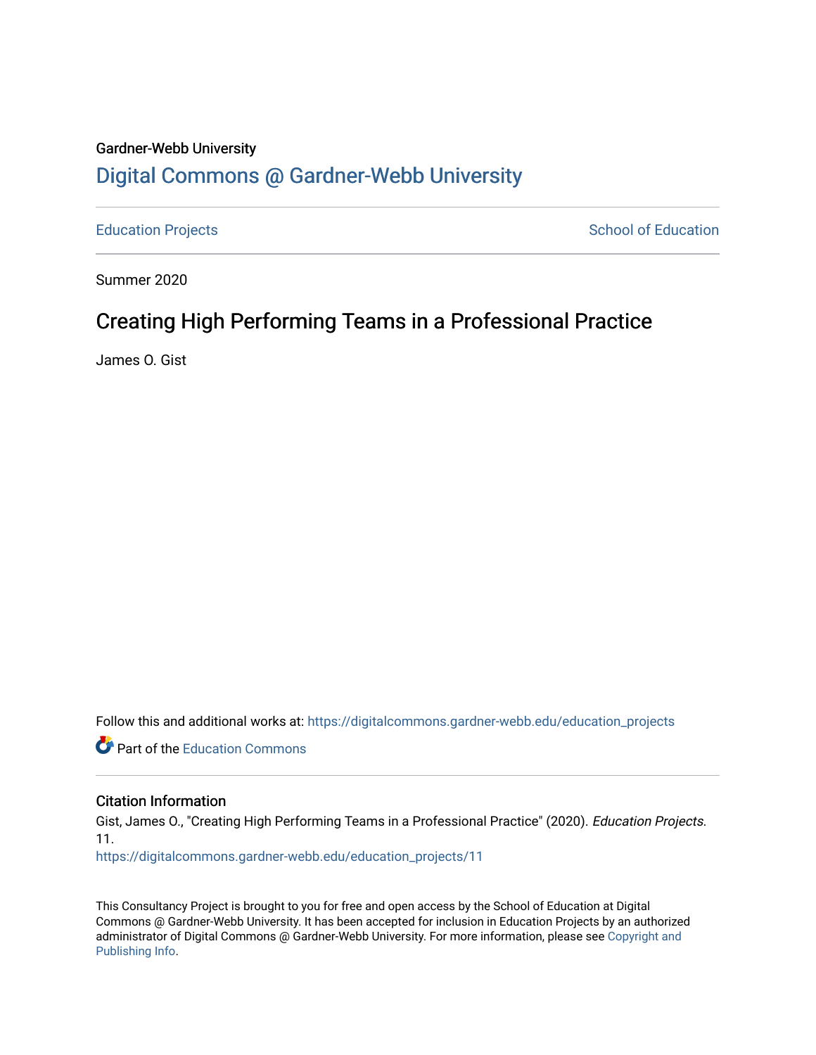Gardner-Webb University

# Digital Commons @ Gardner-Webb University

Education Projects | School of Education

Summer 2020

## Creating High Performing Teams in a Professional Practice

James O. Gist

Follow this and additional works at: https://digitalcommons.gardner-webb.edu/education_projects

Part of the Education Commons

### Citation Information

Gist, James O., "Creating High Performing Teams in a Professional Practice" (2020). *Education Projects*. 11.
https://digitalcommons.gardner-webb.edu/education_projects/11

This Consultancy Project is brought to you for free and open access by the School of Education at Digital Commons @ Gardner-Webb University. It has been accepted for inclusion in Education Projects by an authorized administrator of Digital Commons @ Gardner-Webb University. For more information, please see Copyright and Publishing Info.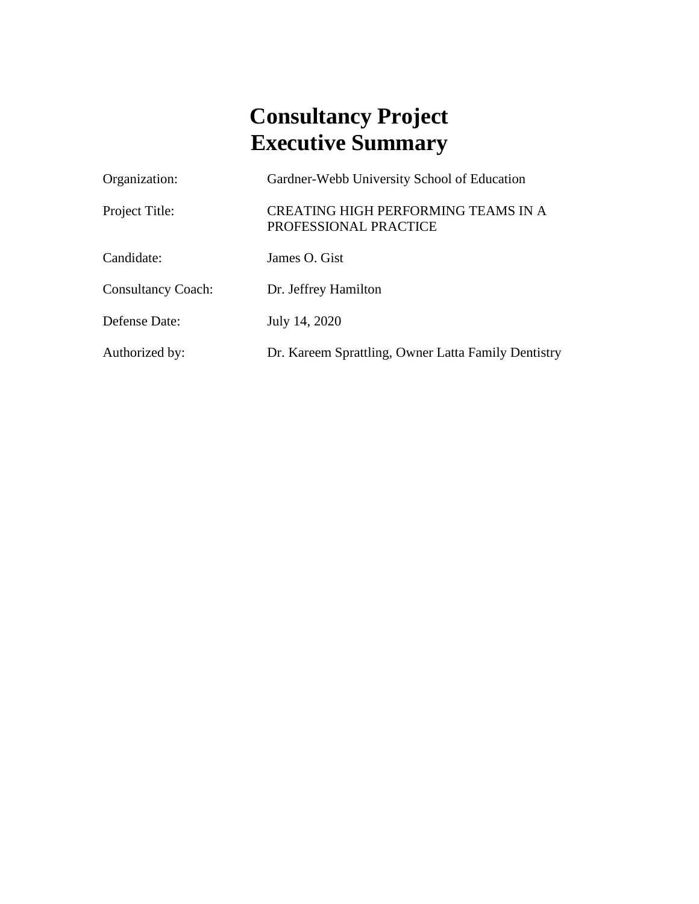# Consultancy Project
# Executive Summary

| | |
|---|---|
| Organization: | Gardner-Webb University School of Education |
| Project Title: | CREATING HIGH PERFORMING TEAMS IN A PROFESSIONAL PRACTICE |
| Candidate: | James O. Gist |
| Consultancy Coach: | Dr. Jeffrey Hamilton |
| Defense Date: | July 14, 2020 |
| Authorized by: | Dr. Kareem Sprattling, Owner Latta Family Dentistry |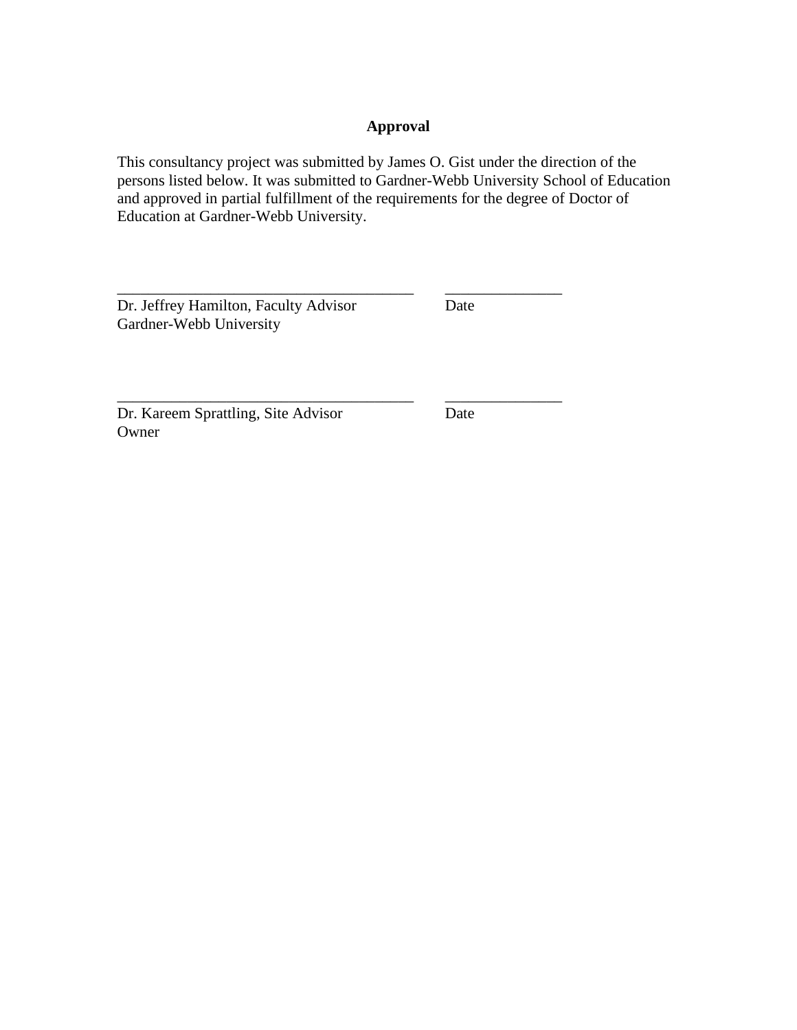# Approval

This consultancy project was submitted by James O. Gist under the direction of the persons listed below. It was submitted to Gardner-Webb University School of Education and approved in partial fulfillment of the requirements for the degree of Doctor of Education at Gardner-Webb University.

______________________________________ ______________
Dr. Jeffrey Hamilton, Faculty Advisor Date
Gardner-Webb University

______________________________________ ______________
Dr. Kareem Sprattling, Site Advisor Date
Owner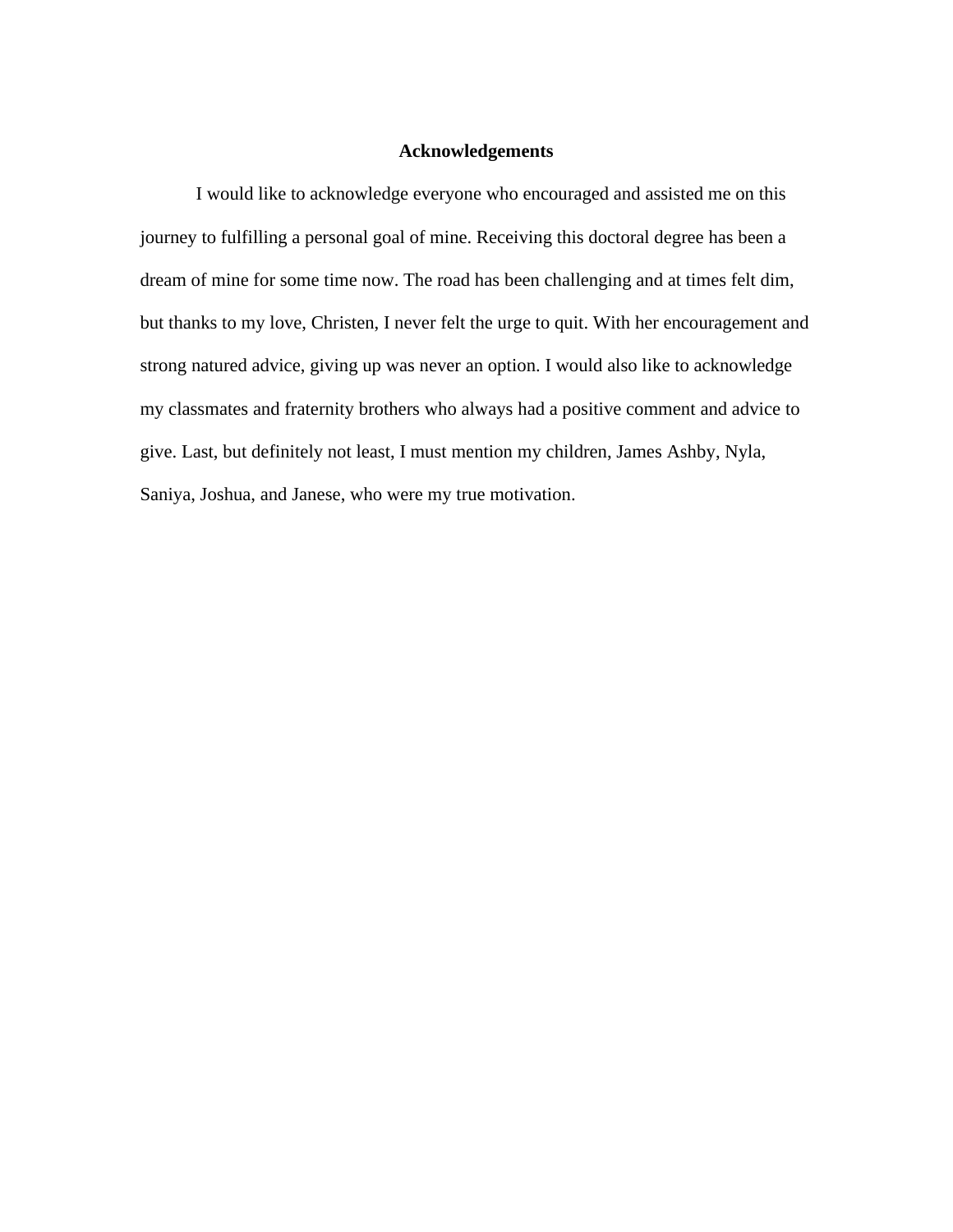# Acknowledgements

I would like to acknowledge everyone who encouraged and assisted me on this journey to fulfilling a personal goal of mine. Receiving this doctoral degree has been a dream of mine for some time now. The road has been challenging and at times felt dim, but thanks to my love, Christen, I never felt the urge to quit. With her encouragement and strong natured advice, giving up was never an option. I would also like to acknowledge my classmates and fraternity brothers who always had a positive comment and advice to give. Last, but definitely not least, I must mention my children, James Ashby, Nyla, Saniya, Joshua, and Janese, who were my true motivation.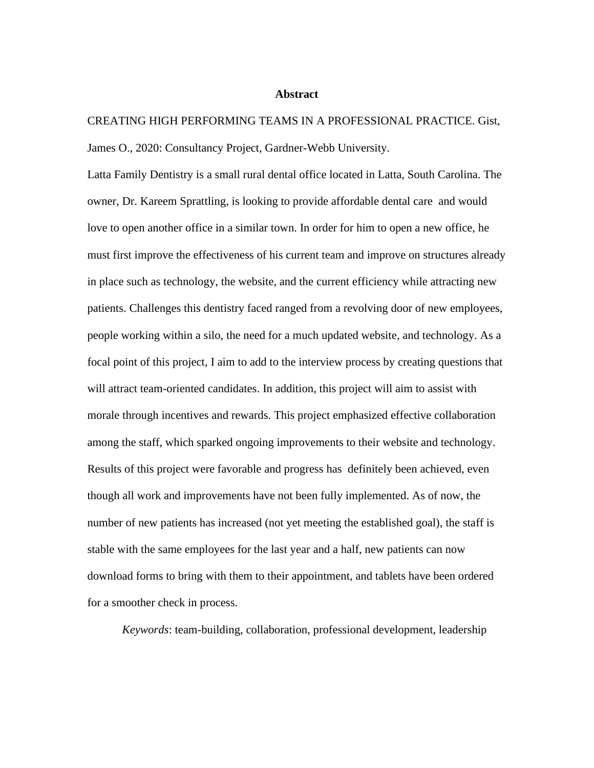# Abstract

CREATING HIGH PERFORMING TEAMS IN A PROFESSIONAL PRACTICE. Gist, James O., 2020: Consultancy Project, Gardner-Webb University.

Latta Family Dentistry is a small rural dental office located in Latta, South Carolina. The owner, Dr. Kareem Sprattling, is looking to provide affordable dental care and would love to open another office in a similar town. In order for him to open a new office, he must first improve the effectiveness of his current team and improve on structures already in place such as technology, the website, and the current efficiency while attracting new patients. Challenges this dentistry faced ranged from a revolving door of new employees, people working within a silo, the need for a much updated website, and technology. As a focal point of this project, I aim to add to the interview process by creating questions that will attract team-oriented candidates. In addition, this project will aim to assist with morale through incentives and rewards. This project emphasized effective collaboration among the staff, which sparked ongoing improvements to their website and technology. Results of this project were favorable and progress has definitely been achieved, even though all work and improvements have not been fully implemented. As of now, the number of new patients has increased (not yet meeting the established goal), the staff is stable with the same employees for the last year and a half, new patients can now download forms to bring with them to their appointment, and tablets have been ordered for a smoother check in process.

*Keywords*: team-building, collaboration, professional development, leadership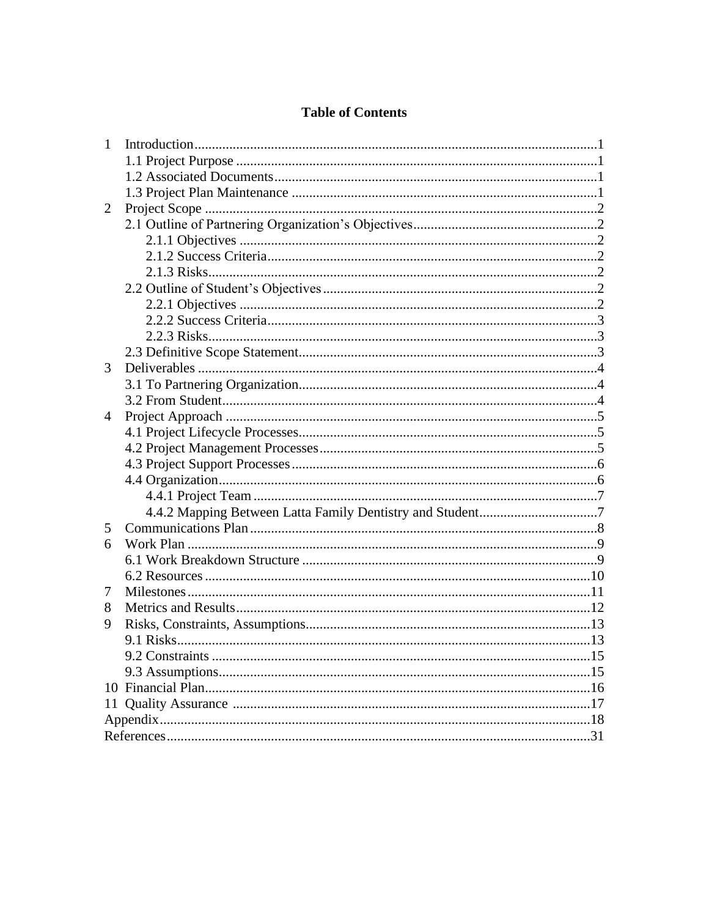# Table of Contents

1 Introduction...1
- 1.1 Project Purpose...1
- 1.2 Associated Documents...1
- 1.3 Project Plan Maintenance...1

2 Project Scope...2
- 2.1 Outline of Partnering Organization's Objectives...2
  - 2.1.1 Objectives...2
  - 2.1.2 Success Criteria...2
  - 2.1.3 Risks...2
- 2.2 Outline of Student's Objectives...2
  - 2.2.1 Objectives...2
  - 2.2.2 Success Criteria...3
  - 2.2.3 Risks...3
- 2.3 Definitive Scope Statement...3

3 Deliverables...4
- 3.1 To Partnering Organization...4
- 3.2 From Student...4

4 Project Approach...5
- 4.1 Project Lifecycle Processes...5
- 4.2 Project Management Processes...5
- 4.3 Project Support Processes...6
- 4.4 Organization...6
  - 4.4.1 Project Team...7
  - 4.4.2 Mapping Between Latta Family Dentistry and Student...7

5 Communications Plan...8

6 Work Plan...9
- 6.1 Work Breakdown Structure...9
- 6.2 Resources...10

7 Milestones...11

8 Metrics and Results...12

9 Risks, Constraints, Assumptions...13
- 9.1 Risks...13
- 9.2 Constraints...15
- 9.3 Assumptions...15

10 Financial Plan...16

11 Quality Assurance...17

Appendix...18

References...31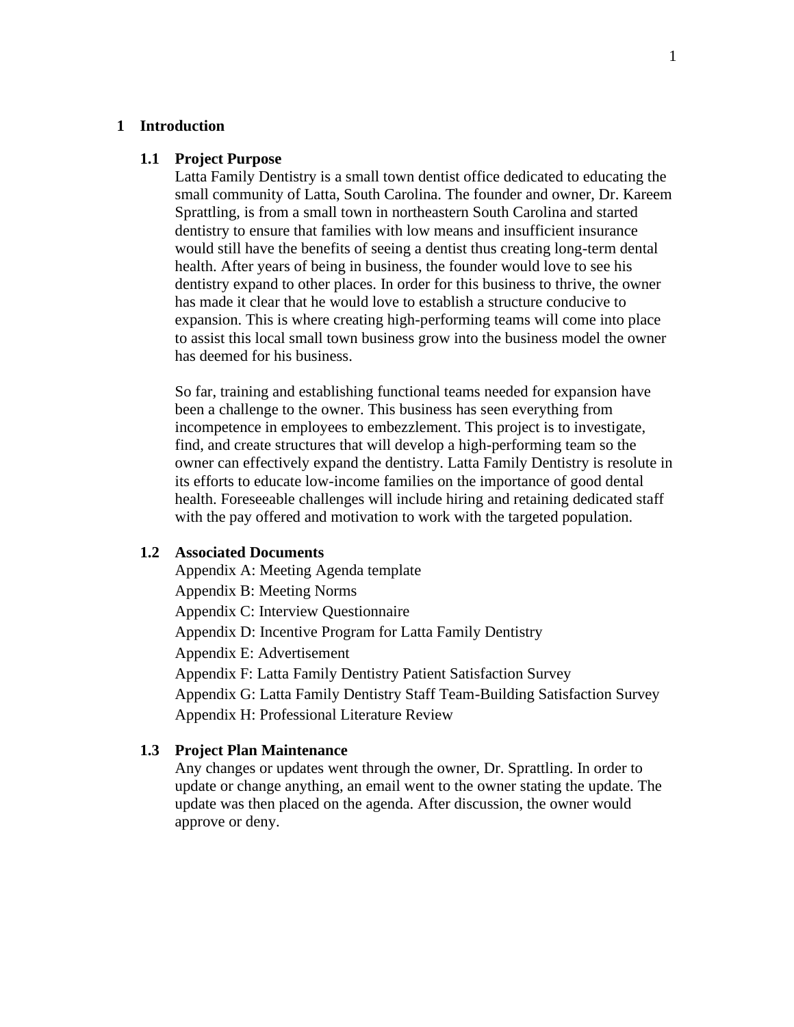# 1 Introduction

## 1.1 Project Purpose

Latta Family Dentistry is a small town dentist office dedicated to educating the small community of Latta, South Carolina. The founder and owner, Dr. Kareem Sprattling, is from a small town in northeastern South Carolina and started dentistry to ensure that families with low means and insufficient insurance would still have the benefits of seeing a dentist thus creating long-term dental health. After years of being in business, the founder would love to see his dentistry expand to other places. In order for this business to thrive, the owner has made it clear that he would love to establish a structure conducive to expansion. This is where creating high-performing teams will come into place to assist this local small town business grow into the business model the owner has deemed for his business.

So far, training and establishing functional teams needed for expansion have been a challenge to the owner. This business has seen everything from incompetence in employees to embezzlement. This project is to investigate, find, and create structures that will develop a high-performing team so the owner can effectively expand the dentistry. Latta Family Dentistry is resolute in its efforts to educate low-income families on the importance of good dental health. Foreseeable challenges will include hiring and retaining dedicated staff with the pay offered and motivation to work with the targeted population.

## 1.2 Associated Documents

Appendix A: Meeting Agenda template

Appendix B: Meeting Norms

Appendix C: Interview Questionnaire

Appendix D: Incentive Program for Latta Family Dentistry

Appendix E: Advertisement

Appendix F: Latta Family Dentistry Patient Satisfaction Survey

Appendix G: Latta Family Dentistry Staff Team-Building Satisfaction Survey

Appendix H: Professional Literature Review

## 1.3 Project Plan Maintenance

Any changes or updates went through the owner, Dr. Sprattling. In order to update or change anything, an email went to the owner stating the update. The update was then placed on the agenda. After discussion, the owner would approve or deny.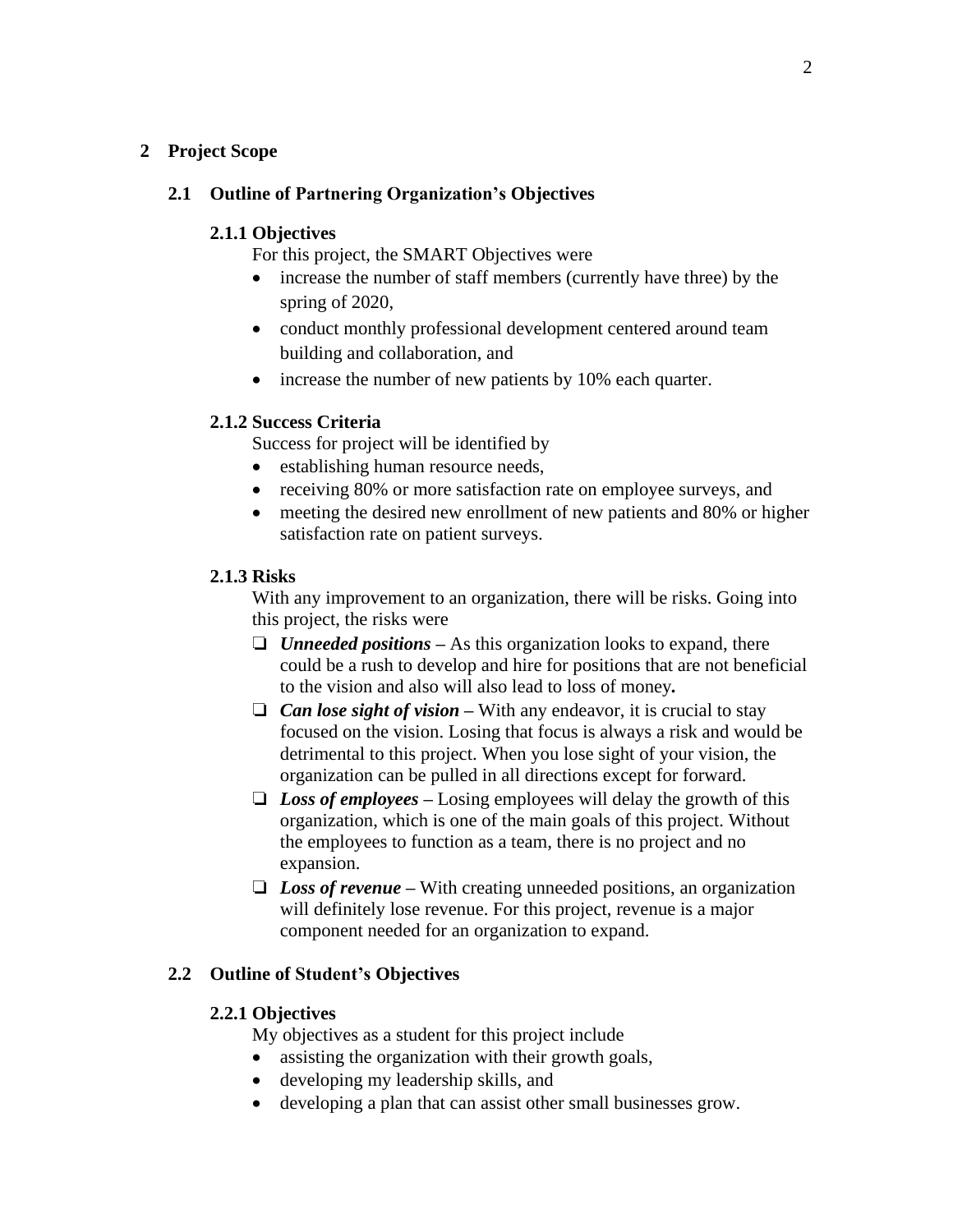# 2 Project Scope

## 2.1 Outline of Partnering Organization's Objectives

### 2.1.1 Objectives

For this project, the SMART Objectives were

- increase the number of staff members (currently have three) by the spring of 2020,
- conduct monthly professional development centered around team building and collaboration, and
- increase the number of new patients by 10% each quarter.

### 2.1.2 Success Criteria

Success for project will be identified by

- establishing human resource needs,
- receiving 80% or more satisfaction rate on employee surveys, and
- meeting the desired new enrollment of new patients and 80% or higher satisfaction rate on patient surveys.

### 2.1.3 Risks

With any improvement to an organization, there will be risks. Going into this project, the risks were

- ***Unneeded positions*** – As this organization looks to expand, there could be a rush to develop and hire for positions that are not beneficial to the vision and also will also lead to loss of money**.**
- ***Can lose sight of vision*** – With any endeavor, it is crucial to stay focused on the vision. Losing that focus is always a risk and would be detrimental to this project. When you lose sight of your vision, the organization can be pulled in all directions except for forward.
- ***Loss of employees*** – Losing employees will delay the growth of this organization, which is one of the main goals of this project. Without the employees to function as a team, there is no project and no expansion.
- ***Loss of revenue*** – With creating unneeded positions, an organization will definitely lose revenue. For this project, revenue is a major component needed for an organization to expand.

## 2.2 Outline of Student's Objectives

### 2.2.1 Objectives

My objectives as a student for this project include

- assisting the organization with their growth goals,
- developing my leadership skills, and
- developing a plan that can assist other small businesses grow.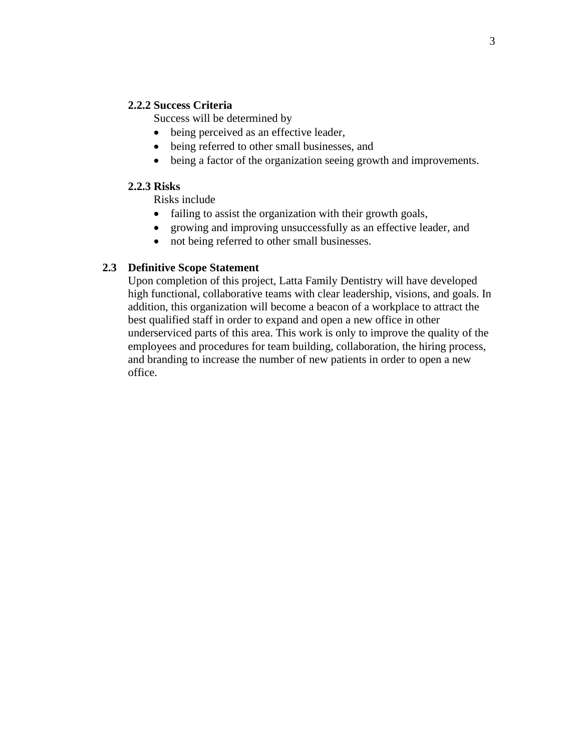#### 2.2.2 Success Criteria

Success will be determined by

- being perceived as an effective leader,
- being referred to other small businesses, and
- being a factor of the organization seeing growth and improvements.

#### 2.2.3 Risks

Risks include

- failing to assist the organization with their growth goals,
- growing and improving unsuccessfully as an effective leader, and
- not being referred to other small businesses.

### 2.3 Definitive Scope Statement

Upon completion of this project, Latta Family Dentistry will have developed high functional, collaborative teams with clear leadership, visions, and goals. In addition, this organization will become a beacon of a workplace to attract the best qualified staff in order to expand and open a new office in other underserviced parts of this area. This work is only to improve the quality of the employees and procedures for team building, collaboration, the hiring process, and branding to increase the number of new patients in order to open a new office.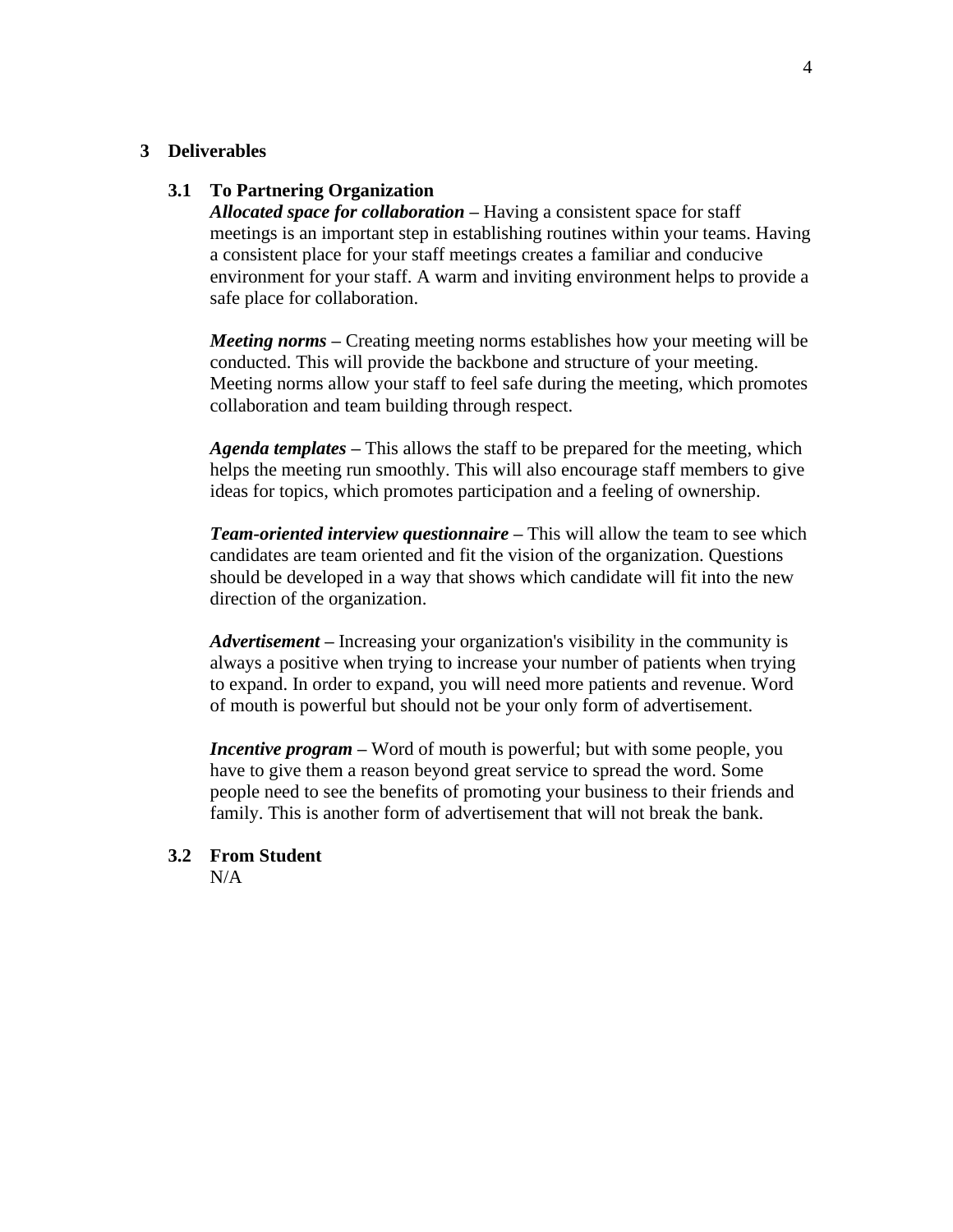# 3 Deliverables

## 3.1 To Partnering Organization

***Allocated space for collaboration*** **–** Having a consistent space for staff meetings is an important step in establishing routines within your teams. Having a consistent place for your staff meetings creates a familiar and conducive environment for your staff. A warm and inviting environment helps to provide a safe place for collaboration.

***Meeting norms*** **–** Creating meeting norms establishes how your meeting will be conducted. This will provide the backbone and structure of your meeting. Meeting norms allow your staff to feel safe during the meeting, which promotes collaboration and team building through respect.

***Agenda templates*** **–** This allows the staff to be prepared for the meeting, which helps the meeting run smoothly. This will also encourage staff members to give ideas for topics, which promotes participation and a feeling of ownership.

***Team-oriented interview questionnaire*** **–** This will allow the team to see which candidates are team oriented and fit the vision of the organization. Questions should be developed in a way that shows which candidate will fit into the new direction of the organization.

***Advertisement*** **–** Increasing your organization's visibility in the community is always a positive when trying to increase your number of patients when trying to expand. In order to expand, you will need more patients and revenue. Word of mouth is powerful but should not be your only form of advertisement.

***Incentive program*** **–** Word of mouth is powerful; but with some people, you have to give them a reason beyond great service to spread the word. Some people need to see the benefits of promoting your business to their friends and family. This is another form of advertisement that will not break the bank.

## 3.2 From Student

N/A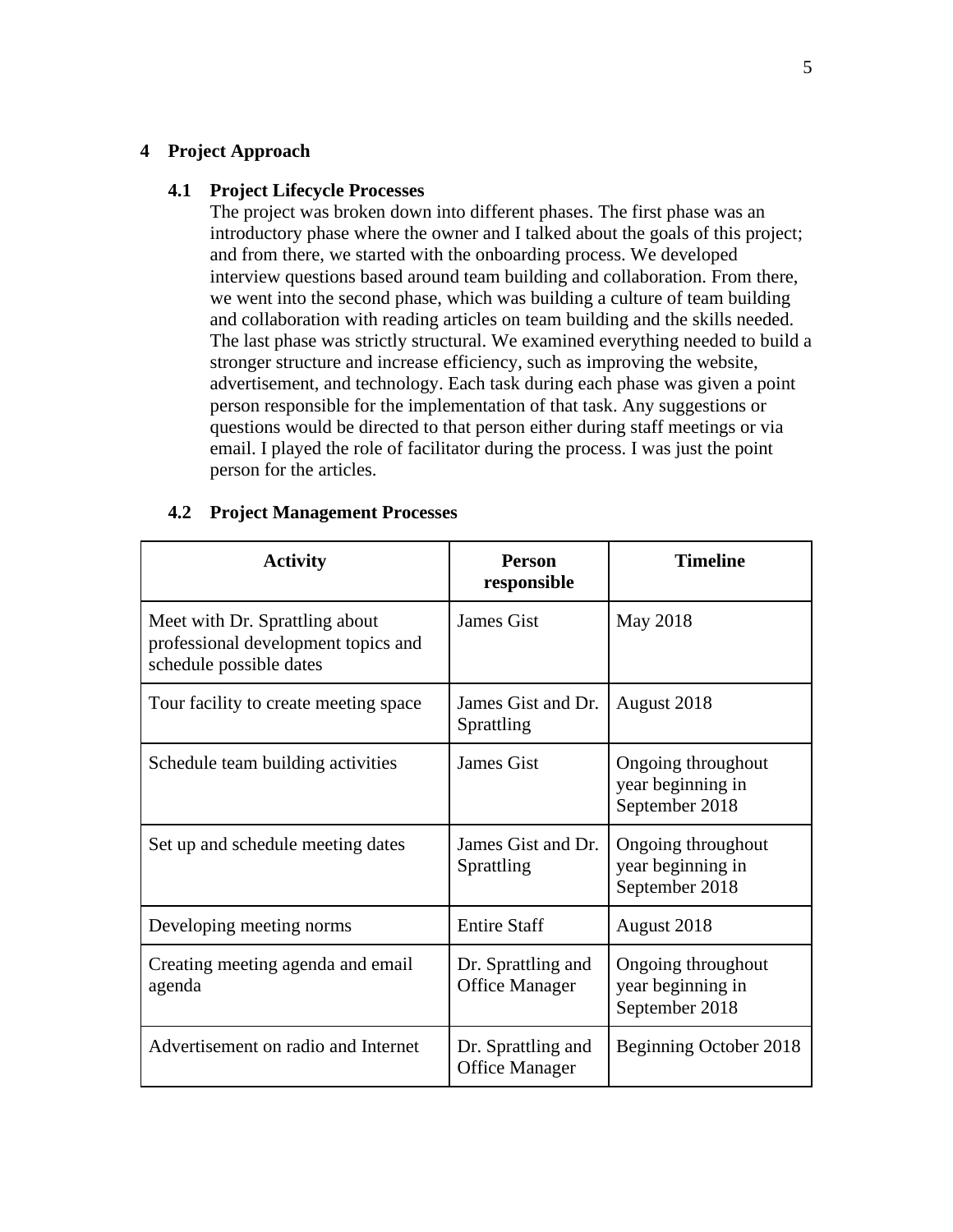## 4 Project Approach

### 4.1 Project Lifecycle Processes

The project was broken down into different phases. The first phase was an introductory phase where the owner and I talked about the goals of this project; and from there, we started with the onboarding process. We developed interview questions based around team building and collaboration. From there, we went into the second phase, which was building a culture of team building and collaboration with reading articles on team building and the skills needed. The last phase was strictly structural. We examined everything needed to build a stronger structure and increase efficiency, such as improving the website, advertisement, and technology. Each task during each phase was given a point person responsible for the implementation of that task. Any suggestions or questions would be directed to that person either during staff meetings or via email. I played the role of facilitator during the process. I was just the point person for the articles.

### 4.2 Project Management Processes

| Activity | Person responsible | Timeline |
|---|---|---|
| Meet with Dr. Sprattling about professional development topics and schedule possible dates | James Gist | May 2018 |
| Tour facility to create meeting space | James Gist and Dr. Sprattling | August 2018 |
| Schedule team building activities | James Gist | Ongoing throughout year beginning in September 2018 |
| Set up and schedule meeting dates | James Gist and Dr. Sprattling | Ongoing throughout year beginning in September 2018 |
| Developing meeting norms | Entire Staff | August 2018 |
| Creating meeting agenda and email agenda | Dr. Sprattling and Office Manager | Ongoing throughout year beginning in September 2018 |
| Advertisement on radio and Internet | Dr. Sprattling and Office Manager | Beginning October 2018 |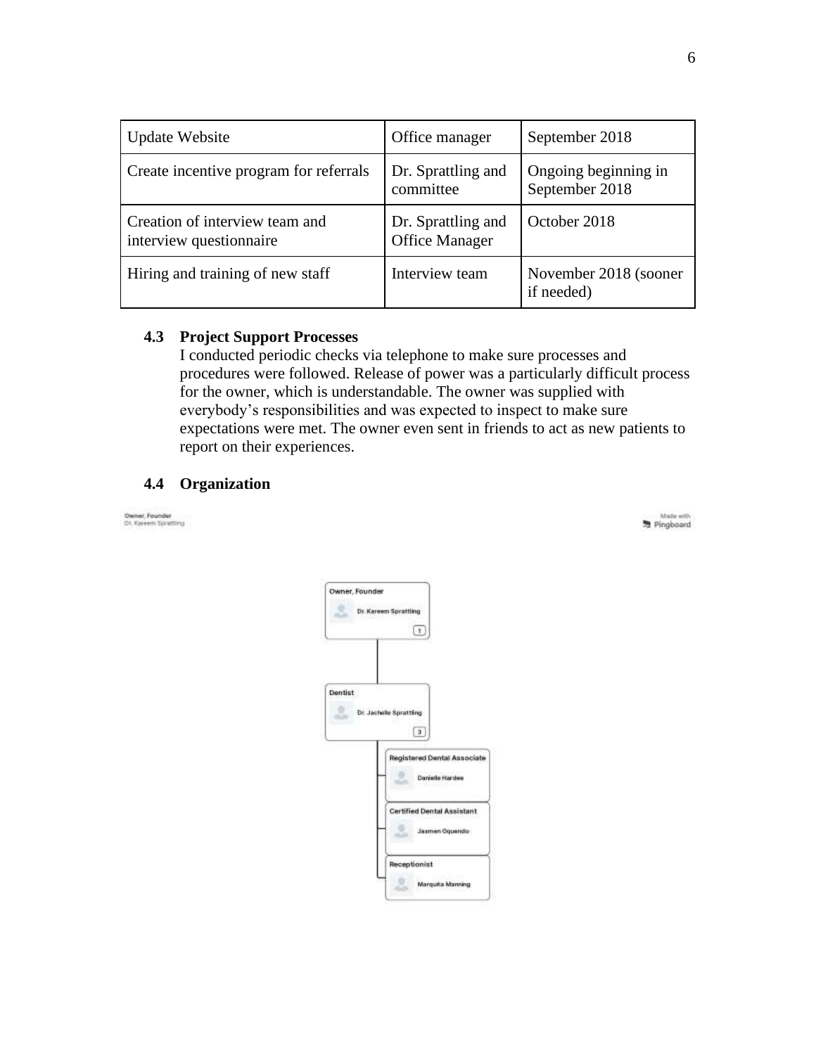| Update Website | Office manager | September 2018 |
|---|---|---|
| Create incentive program for referrals | Dr. Sprattling and committee | Ongoing beginning in September 2018 |
| Creation of interview team and interview questionnaire | Dr. Sprattling and Office Manager | October 2018 |
| Hiring and training of new staff | Interview team | November 2018 (sooner if needed) |

### 4.3 Project Support Processes

I conducted periodic checks via telephone to make sure processes and procedures were followed. Release of power was a particularly difficult process for the owner, which is understandable. The owner was supplied with everybody's responsibilities and was expected to inspect to make sure expectations were met. The owner even sent in friends to act as new patients to report on their experiences.

### 4.4 Organization

Owner, Founder
Dr. Kareem Sprattling

Made with Pingboard

- Owner, Founder — Dr. Kareem Sprattling (1)
  - Dentist — Dr. Jachelle Sprattling (3)
    - Registered Dental Associate — Danielle Hardee
    - Certified Dental Assistant — Jasmen Oquendo
    - Receptionist — Marquita Manning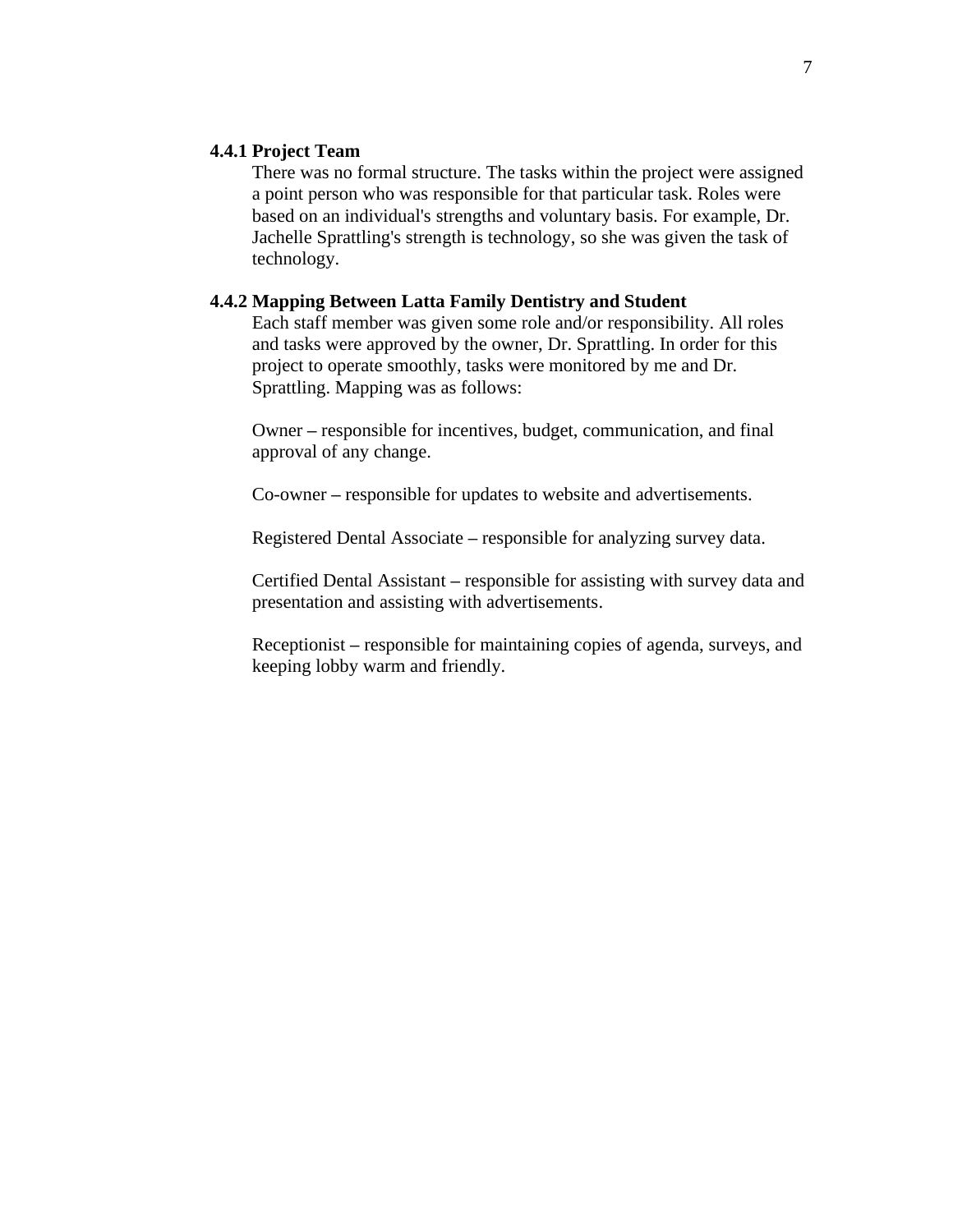#### 4.4.1 Project Team

There was no formal structure. The tasks within the project were assigned a point person who was responsible for that particular task. Roles were based on an individual's strengths and voluntary basis. For example, Dr. Jachelle Sprattling's strength is technology, so she was given the task of technology.

#### 4.4.2 Mapping Between Latta Family Dentistry and Student

Each staff member was given some role and/or responsibility. All roles and tasks were approved by the owner, Dr. Sprattling. In order for this project to operate smoothly, tasks were monitored by me and Dr. Sprattling. Mapping was as follows:

Owner **–** responsible for incentives, budget, communication, and final approval of any change.

Co-owner **–** responsible for updates to website and advertisements.

Registered Dental Associate **–** responsible for analyzing survey data.

Certified Dental Assistant **–** responsible for assisting with survey data and presentation and assisting with advertisements.

Receptionist **–** responsible for maintaining copies of agenda, surveys, and keeping lobby warm and friendly.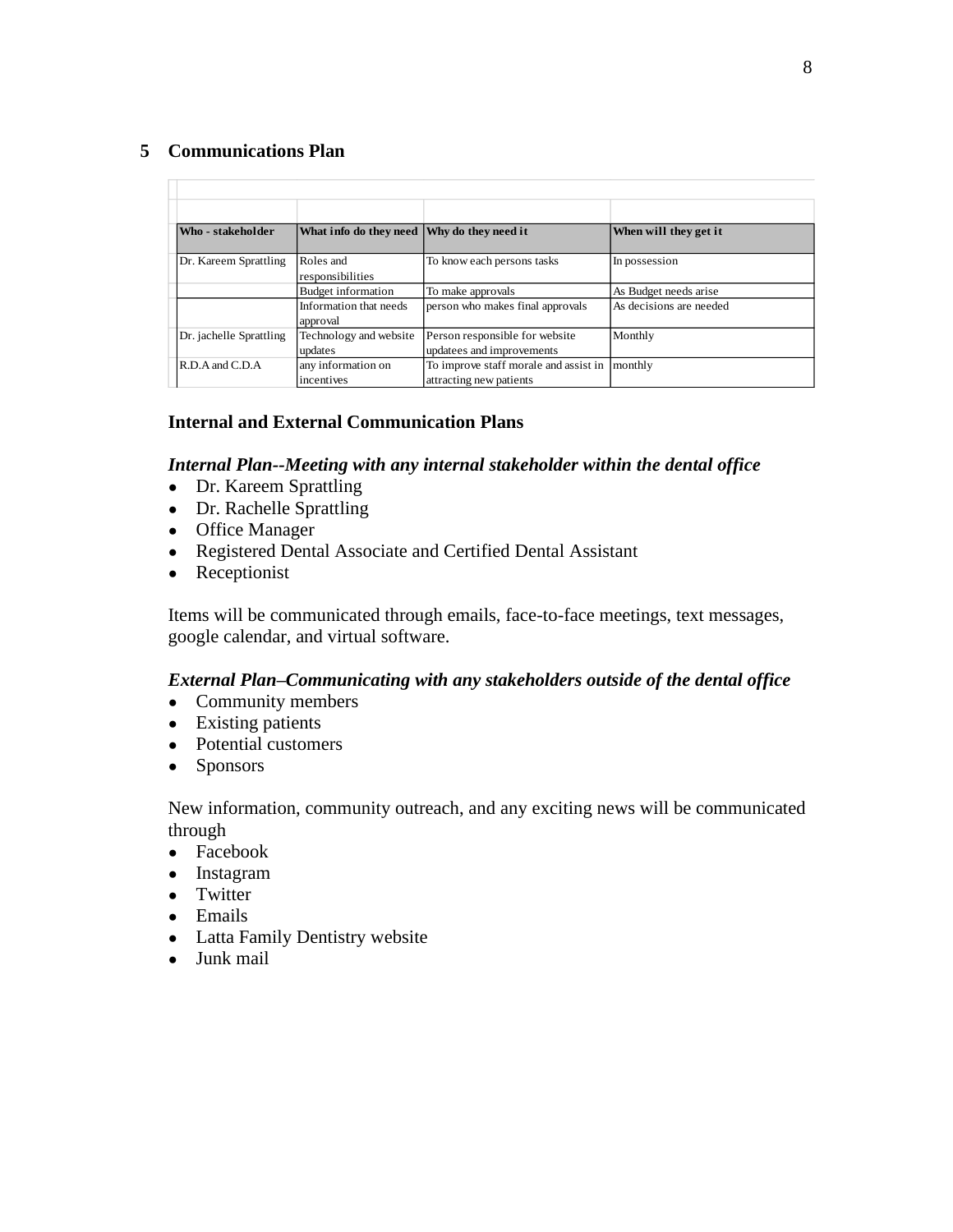## 5 Communications Plan

| Who - stakeholder | What info do they need | Why do they need it | When will they get it |
|---|---|---|---|
| Dr. Kareem Sprattling | Roles and responsibilities | To know each persons tasks | In possession |
| | Budget information | To make approvals | As Budget needs arise |
| | Information that needs approval | person who makes final approvals | As decisions are needed |
| Dr. jachelle Sprattling | Technology and website updates | Person responsible for website updatees and improvements | Monthly |
| R.D.A and C.D.A | any information on incentives | To improve staff morale and assist in attracting new patients | monthly |

### Internal and External Communication Plans

***Internal Plan--Meeting with any internal stakeholder within the dental office***

- Dr. Kareem Sprattling
- Dr. Rachelle Sprattling
- Office Manager
- Registered Dental Associate and Certified Dental Assistant
- Receptionist

Items will be communicated through emails, face-to-face meetings, text messages, google calendar, and virtual software.

***External Plan–Communicating with any stakeholders outside of the dental office***

- Community members
- Existing patients
- Potential customers
- Sponsors

New information, community outreach, and any exciting news will be communicated through

- Facebook
- Instagram
- Twitter
- Emails
- Latta Family Dentistry website
- Junk mail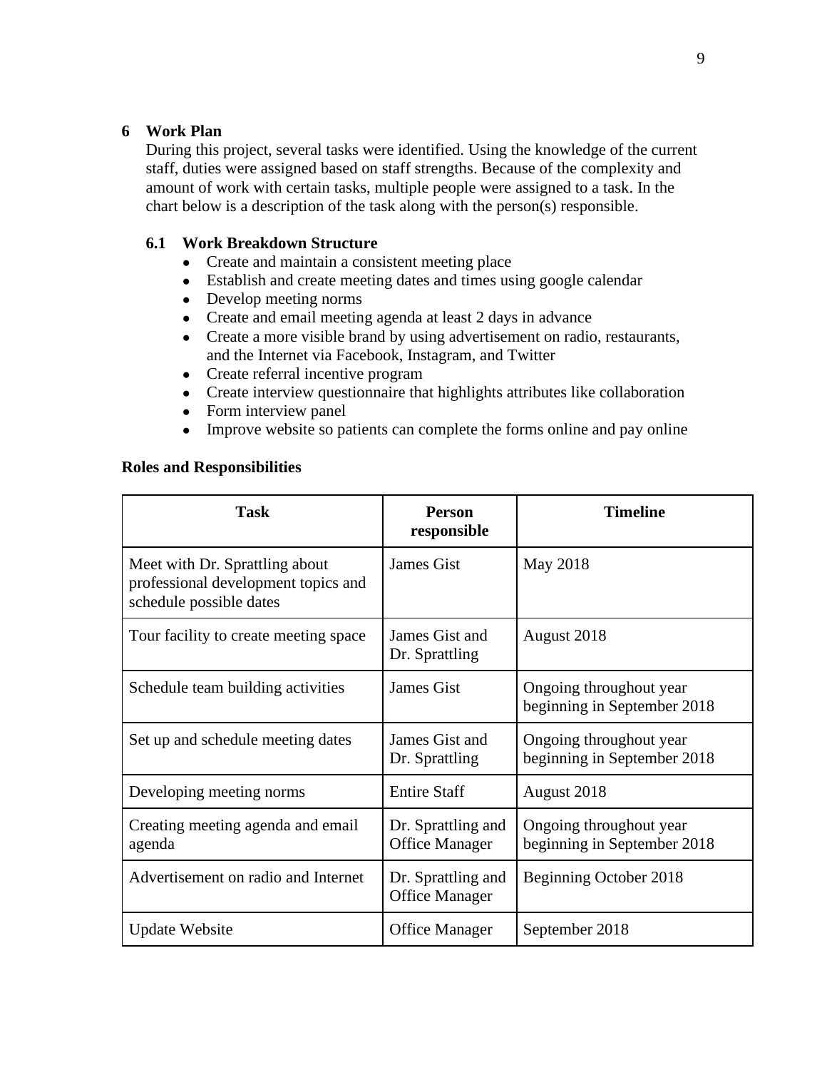## 6 Work Plan

During this project, several tasks were identified. Using the knowledge of the current staff, duties were assigned based on staff strengths. Because of the complexity and amount of work with certain tasks, multiple people were assigned to a task. In the chart below is a description of the task along with the person(s) responsible.

### 6.1 Work Breakdown Structure

- Create and maintain a consistent meeting place
- Establish and create meeting dates and times using google calendar
- Develop meeting norms
- Create and email meeting agenda at least 2 days in advance
- Create a more visible brand by using advertisement on radio, restaurants, and the Internet via Facebook, Instagram, and Twitter
- Create referral incentive program
- Create interview questionnaire that highlights attributes like collaboration
- Form interview panel
- Improve website so patients can complete the forms online and pay online

**Roles and Responsibilities**

| Task | Person responsible | Timeline |
|---|---|---|
| Meet with Dr. Sprattling about professional development topics and schedule possible dates | James Gist | May 2018 |
| Tour facility to create meeting space | James Gist and Dr. Sprattling | August 2018 |
| Schedule team building activities | James Gist | Ongoing throughout year beginning in September 2018 |
| Set up and schedule meeting dates | James Gist and Dr. Sprattling | Ongoing throughout year beginning in September 2018 |
| Developing meeting norms | Entire Staff | August 2018 |
| Creating meeting agenda and email agenda | Dr. Sprattling and Office Manager | Ongoing throughout year beginning in September 2018 |
| Advertisement on radio and Internet | Dr. Sprattling and Office Manager | Beginning October 2018 |
| Update Website | Office Manager | September 2018 |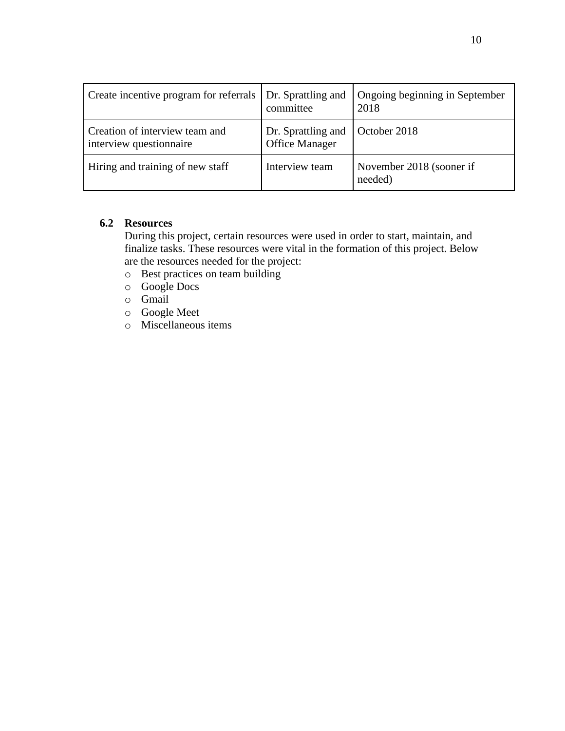| Create incentive program for referrals | Dr. Sprattling and committee | Ongoing beginning in September 2018 |
|---|---|---|
| Creation of interview team and interview questionnaire | Dr. Sprattling and Office Manager | October 2018 |
| Hiring and training of new staff | Interview team | November 2018 (sooner if needed) |

### 6.2 Resources

During this project, certain resources were used in order to start, maintain, and finalize tasks. These resources were vital in the formation of this project. Below are the resources needed for the project:

- Best practices on team building
- Google Docs
- Gmail
- Google Meet
- Miscellaneous items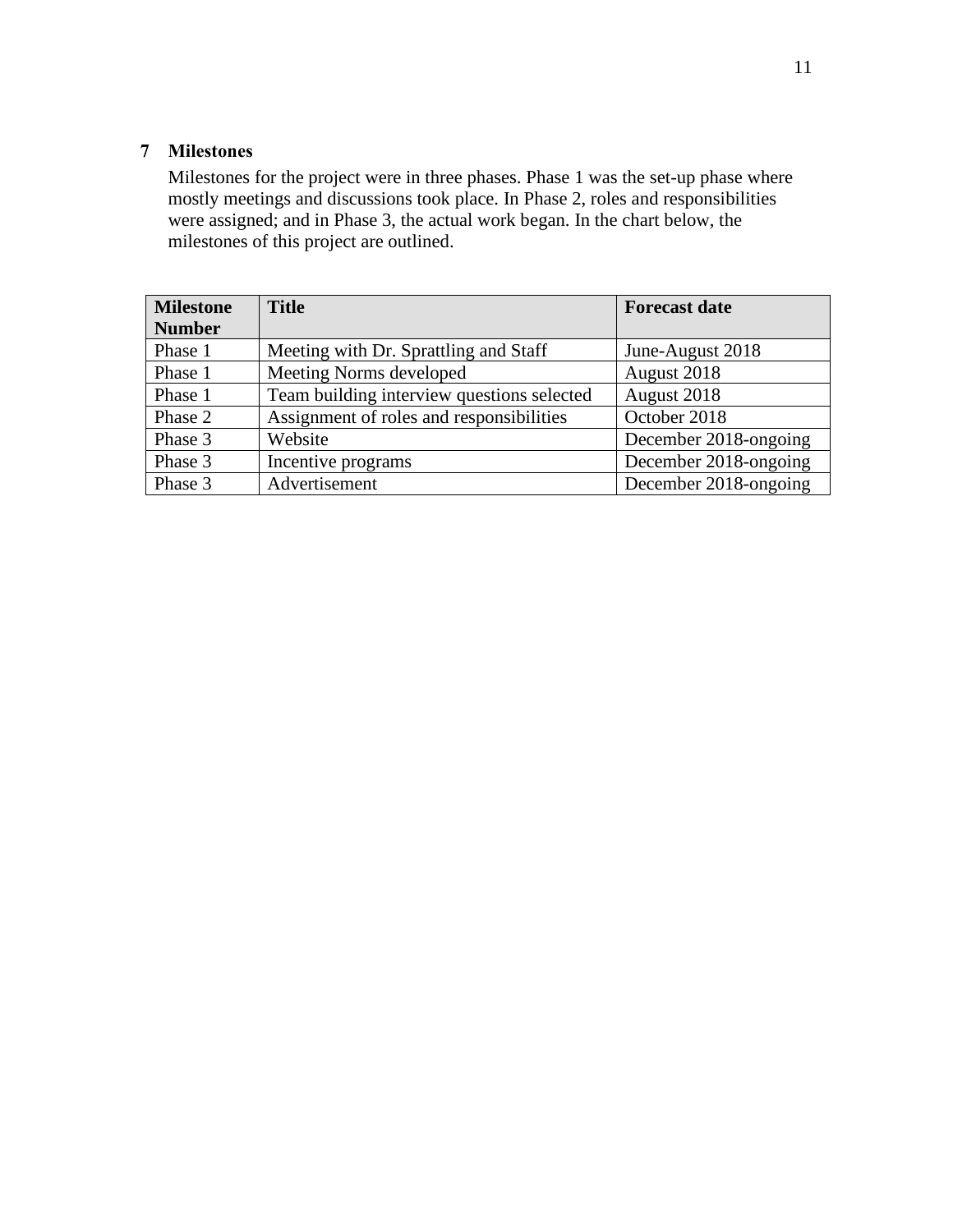## 7 Milestones

Milestones for the project were in three phases. Phase 1 was the set-up phase where mostly meetings and discussions took place. In Phase 2, roles and responsibilities were assigned; and in Phase 3, the actual work began. In the chart below, the milestones of this project are outlined.

| Milestone Number | Title | Forecast date |
|---|---|---|
| Phase 1 | Meeting with Dr. Sprattling and Staff | June-August 2018 |
| Phase 1 | Meeting Norms developed | August 2018 |
| Phase 1 | Team building interview questions selected | August 2018 |
| Phase 2 | Assignment of roles and responsibilities | October 2018 |
| Phase 3 | Website | December 2018-ongoing |
| Phase 3 | Incentive programs | December 2018-ongoing |
| Phase 3 | Advertisement | December 2018-ongoing |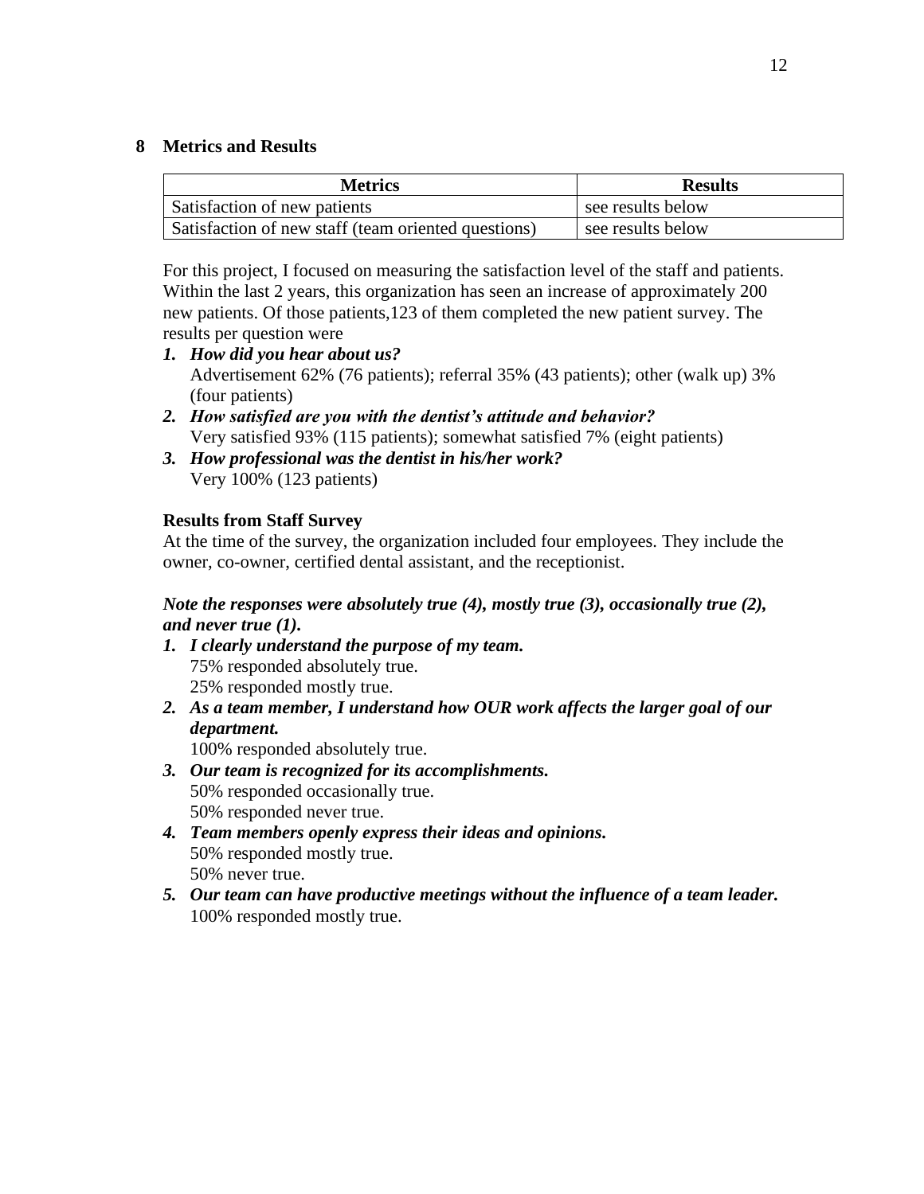## 8 Metrics and Results

| Metrics | Results |
| --- | --- |
| Satisfaction of new patients | see results below |
| Satisfaction of new staff (team oriented questions) | see results below |

For this project, I focused on measuring the satisfaction level of the staff and patients. Within the last 2 years, this organization has seen an increase of approximately 200 new patients. Of those patients,123 of them completed the new patient survey. The results per question were

1. ***How did you hear about us?***
   Advertisement 62% (76 patients); referral 35% (43 patients); other (walk up) 3% (four patients)
2. ***How satisfied are you with the dentist's attitude and behavior?***
   Very satisfied 93% (115 patients); somewhat satisfied 7% (eight patients)
3. ***How professional was the dentist in his/her work?***
   Very 100% (123 patients)

**Results from Staff Survey**

At the time of the survey, the organization included four employees. They include the owner, co-owner, certified dental assistant, and the receptionist.

***Note the responses were absolutely true (4), mostly true (3), occasionally true (2), and never true (1).***

1. ***I clearly understand the purpose of my team.***
   75% responded absolutely true.
   25% responded mostly true.
2. ***As a team member, I understand how OUR work affects the larger goal of our department.***
   100% responded absolutely true.
3. ***Our team is recognized for its accomplishments.***
   50% responded occasionally true.
   50% responded never true.
4. ***Team members openly express their ideas and opinions.***
   50% responded mostly true.
   50% never true.
5. ***Our team can have productive meetings without the influence of a team leader.***
   100% responded mostly true.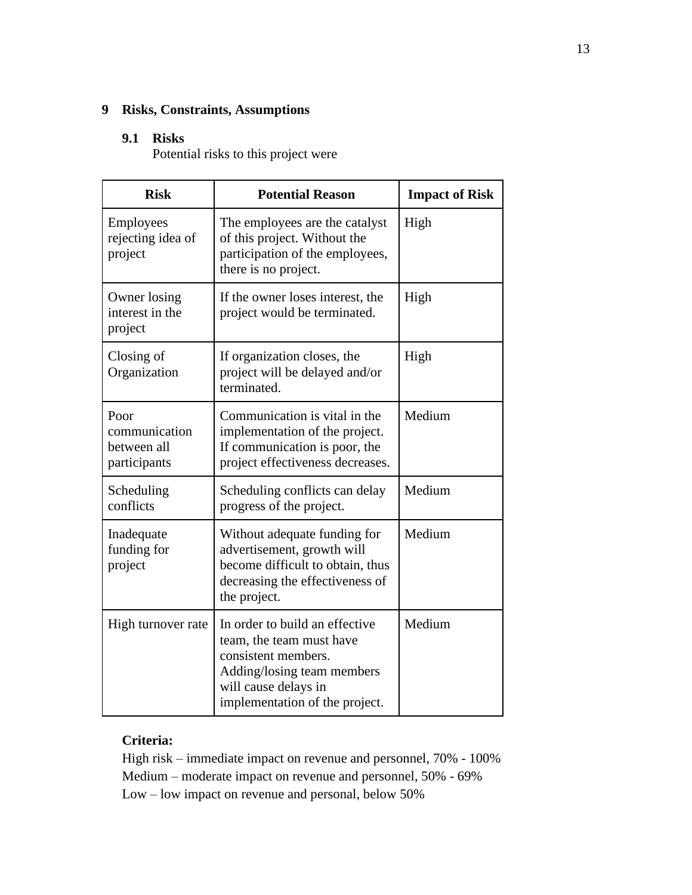# 9 Risks, Constraints, Assumptions

## 9.1 Risks

Potential risks to this project were

| Risk | Potential Reason | Impact of Risk |
| --- | --- | --- |
| Employees rejecting idea of project | The employees are the catalyst of this project. Without the participation of the employees, there is no project. | High |
| Owner losing interest in the project | If the owner loses interest, the project would be terminated. | High |
| Closing of Organization | If organization closes, the project will be delayed and/or terminated. | High |
| Poor communication between all participants | Communication is vital in the implementation of the project. If communication is poor, the project effectiveness decreases. | Medium |
| Scheduling conflicts | Scheduling conflicts can delay progress of the project. | Medium |
| Inadequate funding for project | Without adequate funding for advertisement, growth will become difficult to obtain, thus decreasing the effectiveness of the project. | Medium |
| High turnover rate | In order to build an effective team, the team must have consistent members. Adding/losing team members will cause delays in implementation of the project. | Medium |

**Criteria:**

High risk – immediate impact on revenue and personnel, 70% - 100%
Medium – moderate impact on revenue and personnel, 50% - 69%
Low – low impact on revenue and personal, below 50%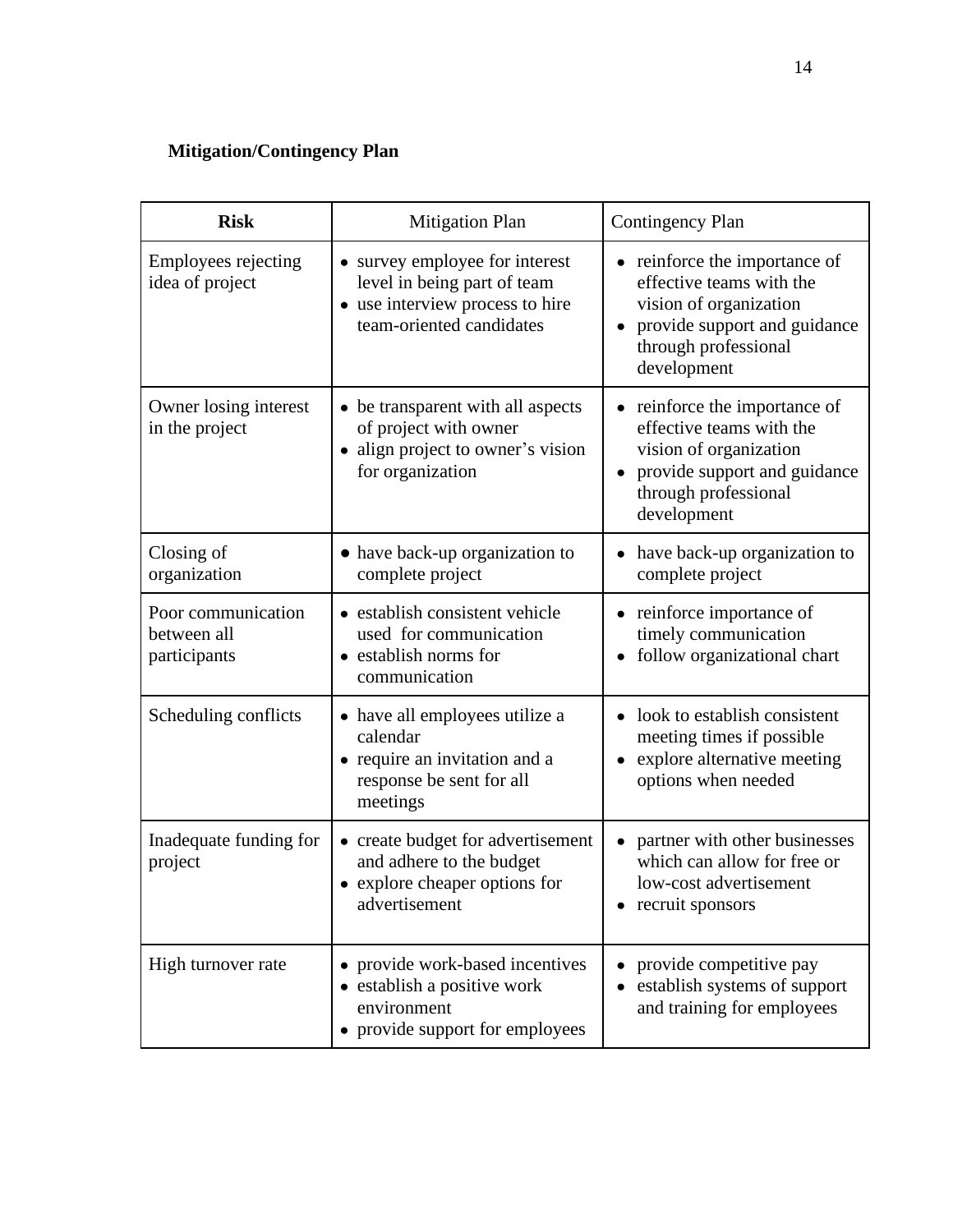**Mitigation/Contingency Plan**

| **Risk** | Mitigation Plan | Contingency Plan |
|---|---|---|
| Employees rejecting idea of project | • survey employee for interest level in being part of team<br>• use interview process to hire team-oriented candidates | • reinforce the importance of effective teams with the vision of organization<br>• provide support and guidance through professional development |
| Owner losing interest in the project | • be transparent with all aspects of project with owner<br>• align project to owner's vision for organization | • reinforce the importance of effective teams with the vision of organization<br>• provide support and guidance through professional development |
| Closing of organization | • have back-up organization to complete project | • have back-up organization to complete project |
| Poor communication between all participants | • establish consistent vehicle used for communication<br>• establish norms for communication | • reinforce importance of timely communication<br>• follow organizational chart |
| Scheduling conflicts | • have all employees utilize a calendar<br>• require an invitation and a response be sent for all meetings | • look to establish consistent meeting times if possible<br>• explore alternative meeting options when needed |
| Inadequate funding for project | • create budget for advertisement and adhere to the budget<br>• explore cheaper options for advertisement | • partner with other businesses which can allow for free or low-cost advertisement<br>• recruit sponsors |
| High turnover rate | • provide work-based incentives<br>• establish a positive work environment<br>• provide support for employees | • provide competitive pay<br>• establish systems of support and training for employees |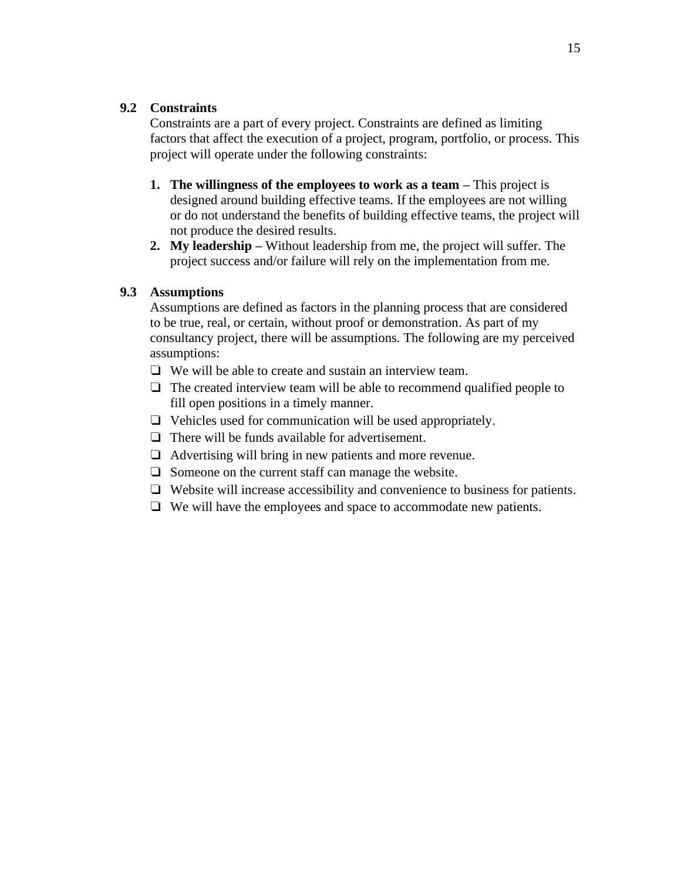### 9.2 Constraints

Constraints are a part of every project. Constraints are defined as limiting factors that affect the execution of a project, program, portfolio, or process. This project will operate under the following constraints:

1. **The willingness of the employees to work as a team –** This project is designed around building effective teams. If the employees are not willing or do not understand the benefits of building effective teams, the project will not produce the desired results.
2. **My leadership –** Without leadership from me, the project will suffer. The project success and/or failure will rely on the implementation from me.

### 9.3 Assumptions

Assumptions are defined as factors in the planning process that are considered to be true, real, or certain, without proof or demonstration. As part of my consultancy project, there will be assumptions. The following are my perceived assumptions:

- ❑ We will be able to create and sustain an interview team.
- ❑ The created interview team will be able to recommend qualified people to fill open positions in a timely manner.
- ❑ Vehicles used for communication will be used appropriately.
- ❑ There will be funds available for advertisement.
- ❑ Advertising will bring in new patients and more revenue.
- ❑ Someone on the current staff can manage the website.
- ❑ Website will increase accessibility and convenience to business for patients.
- ❑ We will have the employees and space to accommodate new patients.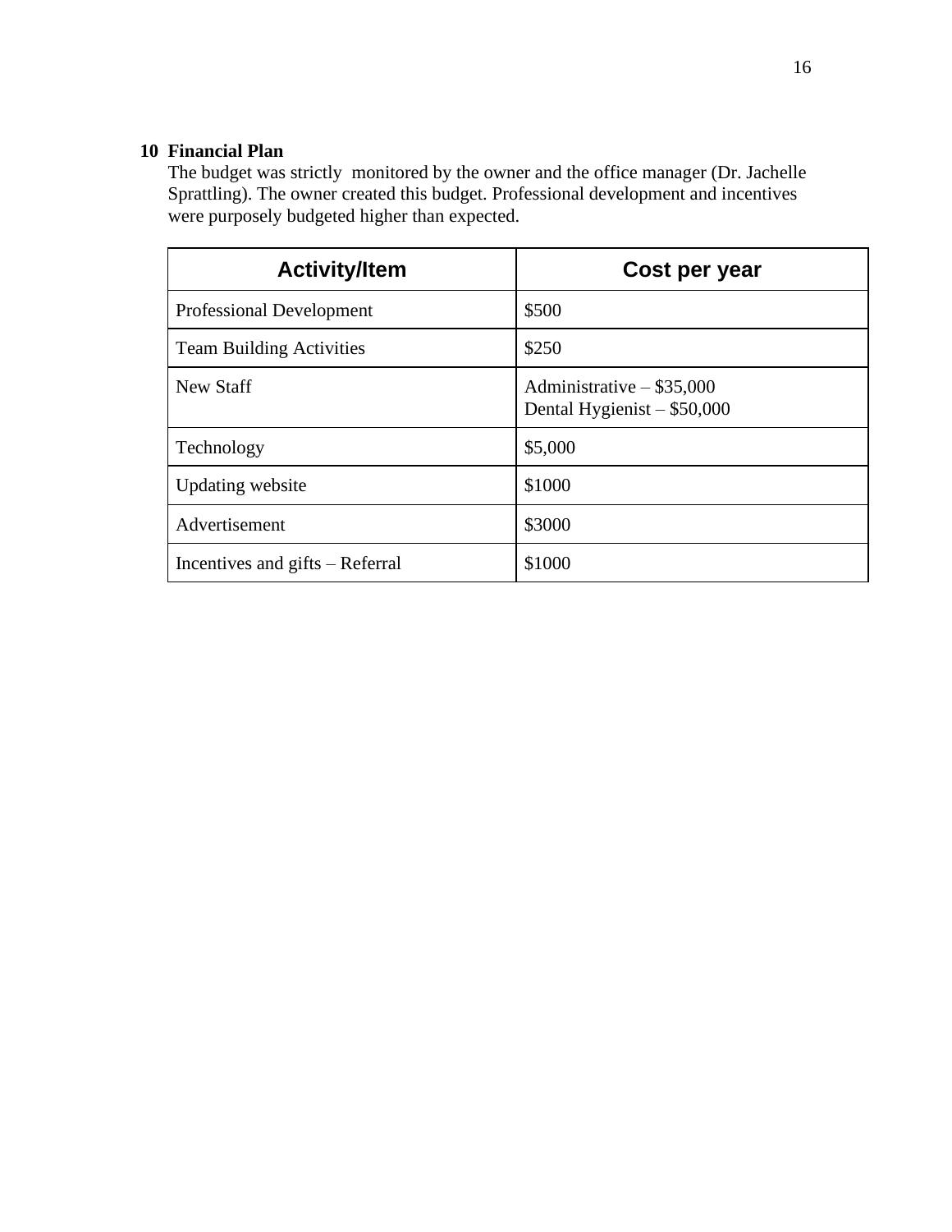## 10 Financial Plan

The budget was strictly monitored by the owner and the office manager (Dr. Jachelle Sprattling). The owner created this budget. Professional development and incentives were purposely budgeted higher than expected.

| Activity/Item | Cost per year |
|---|---|
| Professional Development | $500 |
| Team Building Activities | $250 |
| New Staff | Administrative – $35,000<br>Dental Hygienist – $50,000 |
| Technology | $5,000 |
| Updating website | $1000 |
| Advertisement | $3000 |
| Incentives and gifts – Referral | $1000 |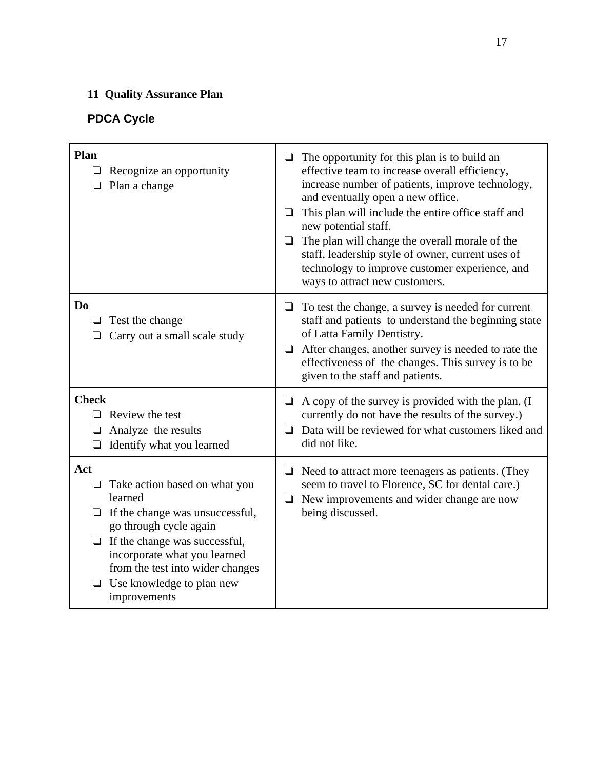## 11 Quality Assurance Plan

### PDCA Cycle

| **Plan**<br>❑ Recognize an opportunity<br>❑ Plan a change | ❑ The opportunity for this plan is to build an effective team to increase overall efficiency, increase number of patients, improve technology, and eventually open a new office.<br>❑ This plan will include the entire office staff and new potential staff.<br>❑ The plan will change the overall morale of the staff, leadership style of owner, current uses of technology to improve customer experience, and ways to attract new customers. |
|---|---|
| **Do**<br>❑ Test the change<br>❑ Carry out a small scale study | ❑ To test the change, a survey is needed for current staff and patients to understand the beginning state of Latta Family Dentistry.<br>❑ After changes, another survey is needed to rate the effectiveness of the changes. This survey is to be given to the staff and patients. |
| **Check**<br>❑ Review the test<br>❑ Analyze the results<br>❑ Identify what you learned | ❑ A copy of the survey is provided with the plan. (I currently do not have the results of the survey.)<br>❑ Data will be reviewed for what customers liked and did not like. |
| **Act**<br>❑ Take action based on what you learned<br>❑ If the change was unsuccessful, go through cycle again<br>❑ If the change was successful, incorporate what you learned from the test into wider changes<br>❑ Use knowledge to plan new improvements | ❑ Need to attract more teenagers as patients. (They seem to travel to Florence, SC for dental care.)<br>❑ New improvements and wider change are now being discussed. |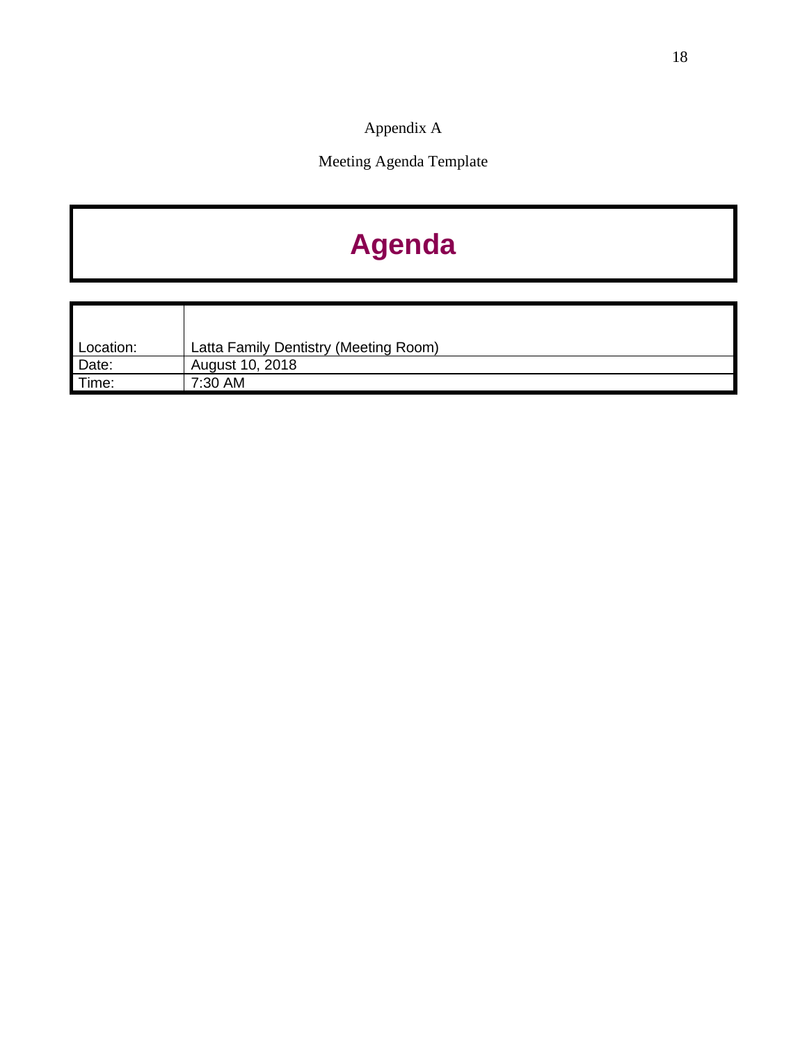Appendix A

Meeting Agenda Template

# Agenda

| | |
|---|---|
| Location: | Latta Family Dentistry (Meeting Room) |
| Date: | August 10, 2018 |
| Time: | 7:30 AM |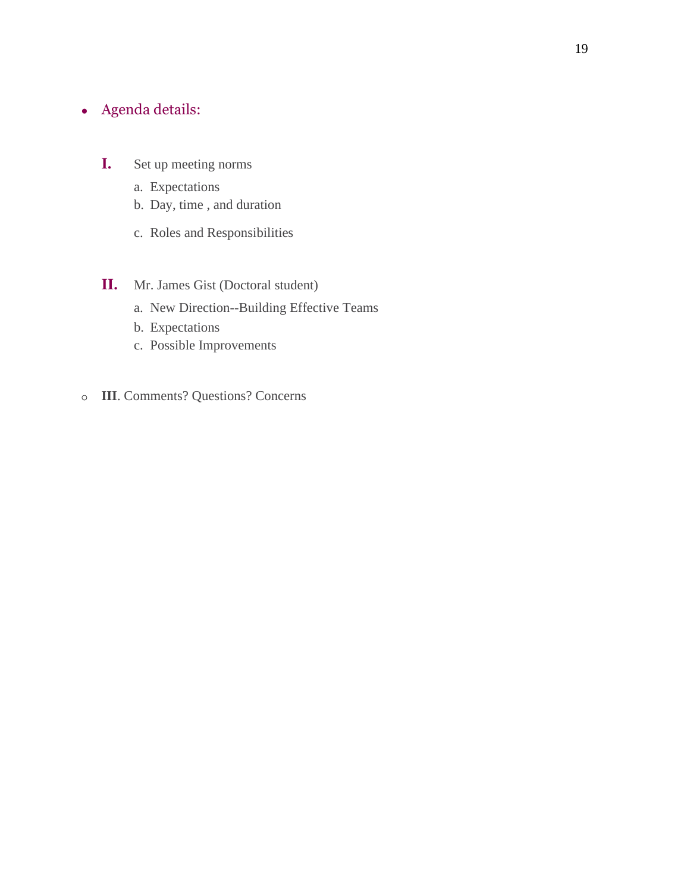- Agenda details:

**I.** Set up meeting norms

a. Expectations
b. Day, time , and duration
c. Roles and Responsibilities

**II.** Mr. James Gist (Doctoral student)

a. New Direction--Building Effective Teams
b. Expectations
c. Possible Improvements

- **III**. Comments? Questions? Concerns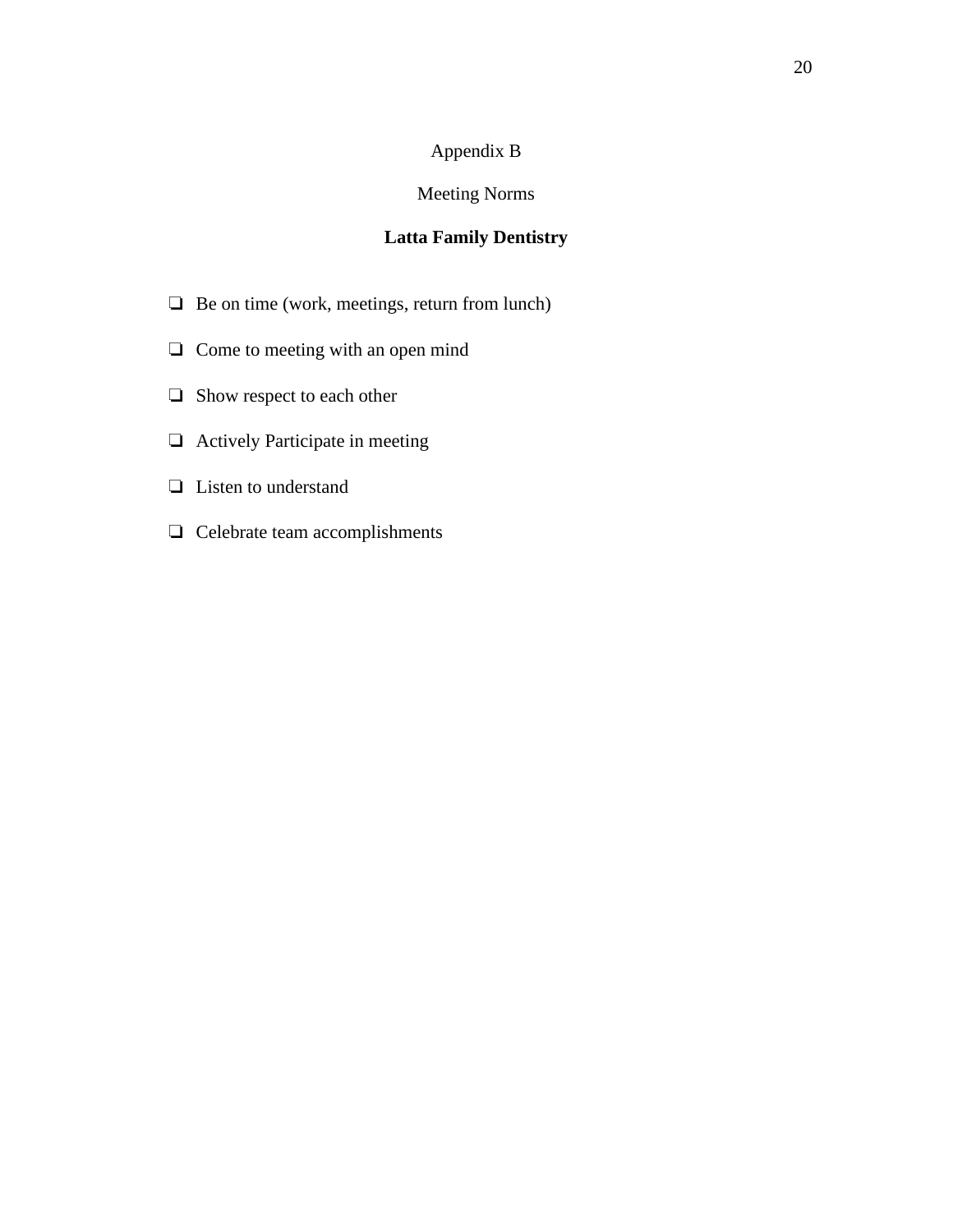# Appendix B

## Meeting Norms

### **Latta Family Dentistry**

- [ ] Be on time (work, meetings, return from lunch)
- [ ] Come to meeting with an open mind
- [ ] Show respect to each other
- [ ] Actively Participate in meeting
- [ ] Listen to understand
- [ ] Celebrate team accomplishments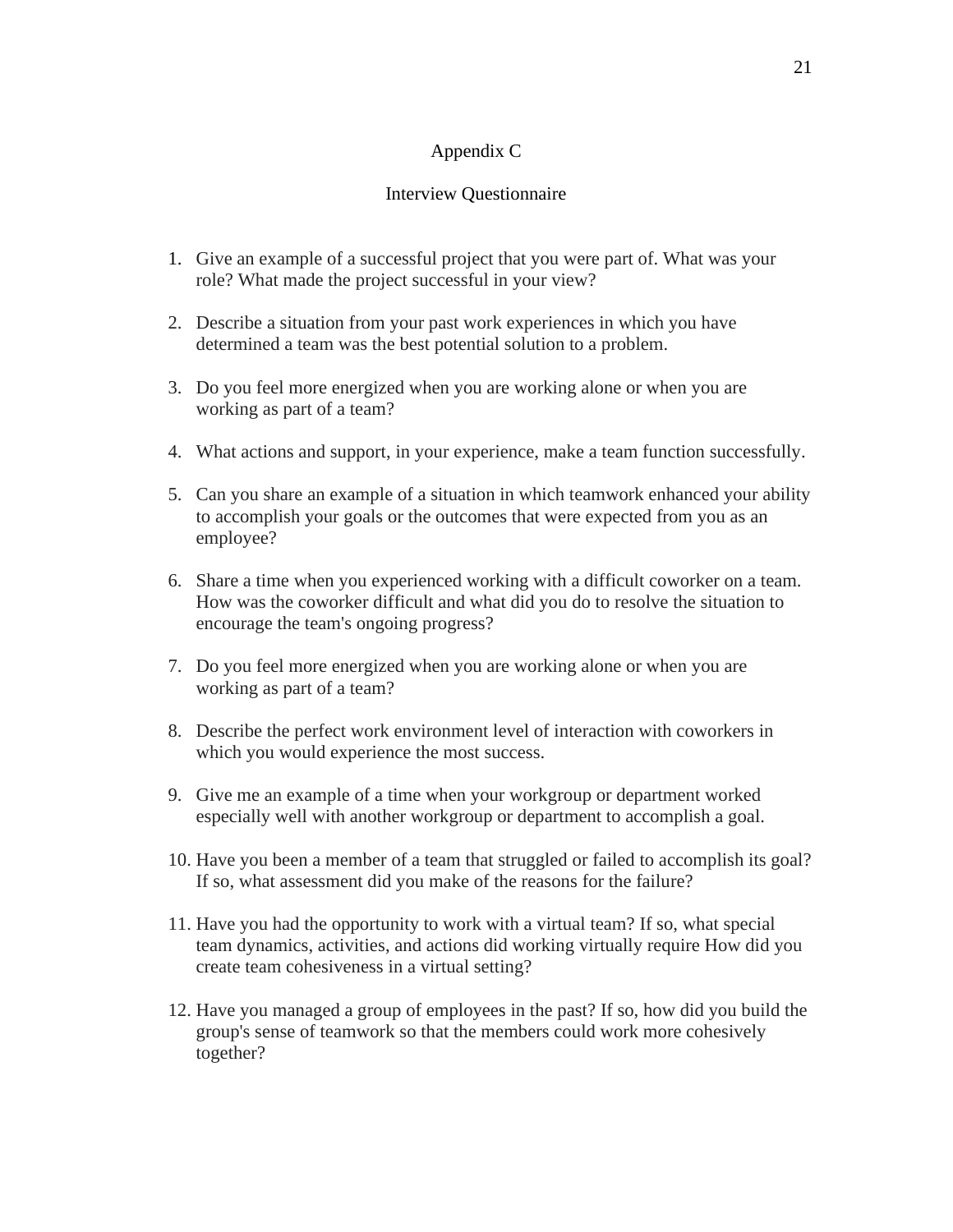# Appendix C

## Interview Questionnaire

1. Give an example of a successful project that you were part of. What was your role? What made the project successful in your view?

2. Describe a situation from your past work experiences in which you have determined a team was the best potential solution to a problem.

3. Do you feel more energized when you are working alone or when you are working as part of a team?

4. What actions and support, in your experience, make a team function successfully.

5. Can you share an example of a situation in which teamwork enhanced your ability to accomplish your goals or the outcomes that were expected from you as an employee?

6. Share a time when you experienced working with a difficult coworker on a team. How was the coworker difficult and what did you do to resolve the situation to encourage the team's ongoing progress?

7. Do you feel more energized when you are working alone or when you are working as part of a team?

8. Describe the perfect work environment level of interaction with coworkers in which you would experience the most success.

9. Give me an example of a time when your workgroup or department worked especially well with another workgroup or department to accomplish a goal.

10. Have you been a member of a team that struggled or failed to accomplish its goal? If so, what assessment did you make of the reasons for the failure?

11. Have you had the opportunity to work with a virtual team? If so, what special team dynamics, activities, and actions did working virtually require How did you create team cohesiveness in a virtual setting?

12. Have you managed a group of employees in the past? If so, how did you build the group's sense of teamwork so that the members could work more cohesively together?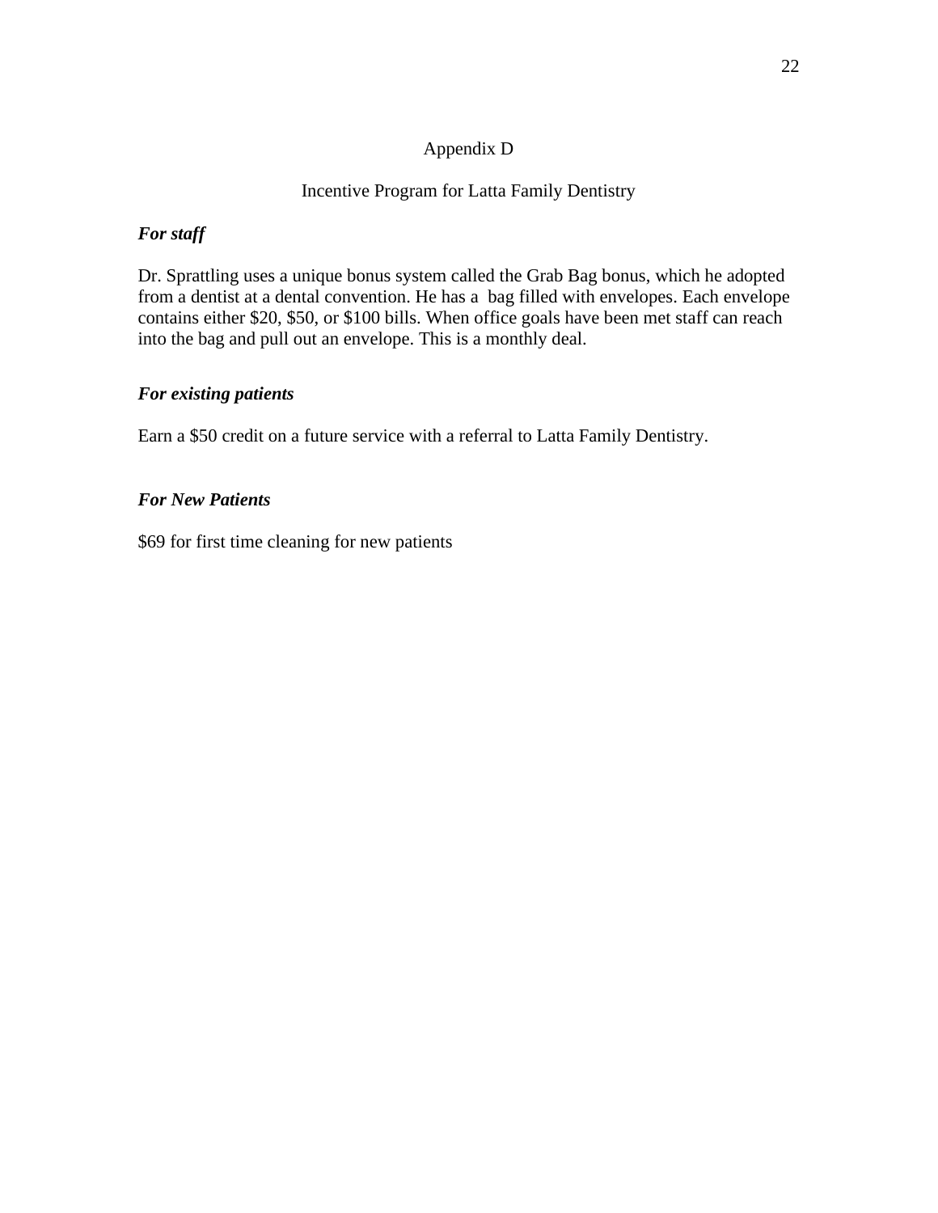# Appendix D

## Incentive Program for Latta Family Dentistry

### *For staff*

Dr. Sprattling uses a unique bonus system called the Grab Bag bonus, which he adopted from a dentist at a dental convention. He has a bag filled with envelopes. Each envelope contains either $20, $50, or $100 bills. When office goals have been met staff can reach into the bag and pull out an envelope. This is a monthly deal.

### *For existing patients*

Earn a $50 credit on a future service with a referral to Latta Family Dentistry.

### *For New Patients*

$69 for first time cleaning for new patients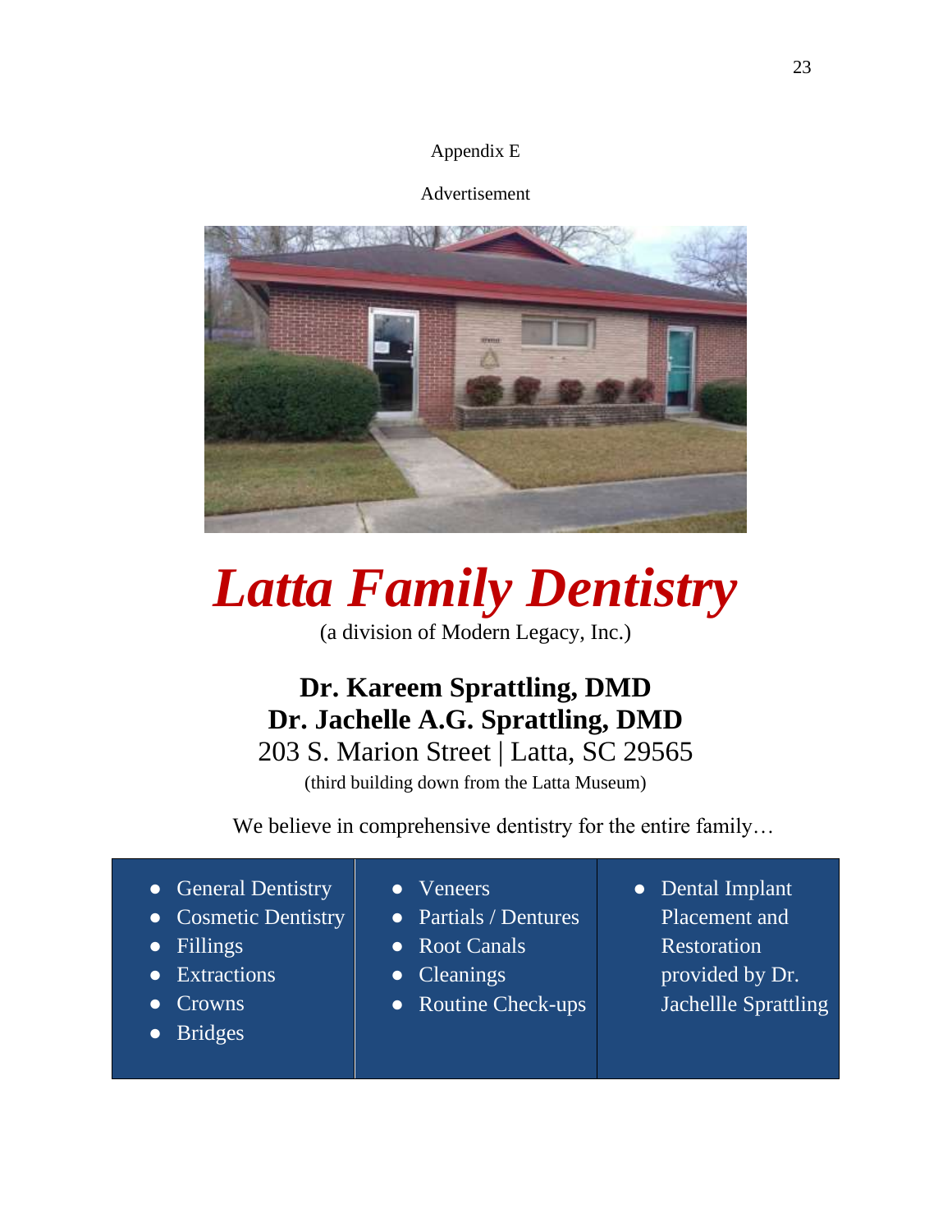Appendix E

Advertisement

# *Latta Family Dentistry*

(a division of Modern Legacy, Inc.)

**Dr. Kareem Sprattling, DMD**
**Dr. Jachelle A.G. Sprattling, DMD**
203 S. Marion Street | Latta, SC 29565
(third building down from the Latta Museum)

We believe in comprehensive dentistry for the entire family…

- General Dentistry
- Cosmetic Dentistry
- Fillings
- Extractions
- Crowns
- Bridges
- Veneers
- Partials / Dentures
- Root Canals
- Cleanings
- Routine Check-ups
- Dental Implant Placement and Restoration provided by Dr. Jachellle Sprattling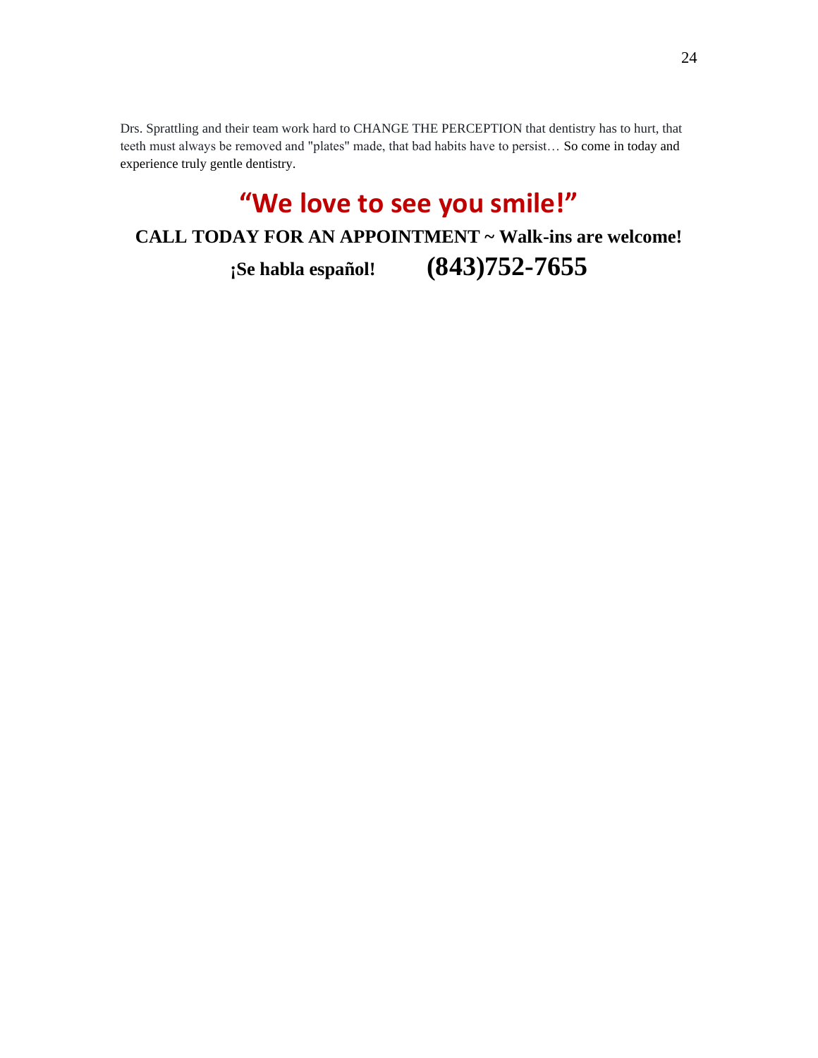Drs. Sprattling and their team work hard to CHANGE THE PERCEPTION that dentistry has to hurt, that teeth must always be removed and "plates" made, that bad habits have to persist… So come in today and experience truly gentle dentistry.

# "We love to see you smile!"

**CALL TODAY FOR AN APPOINTMENT ~ Walk-ins are welcome!**

**¡Se habla español!** **(843)752-7655**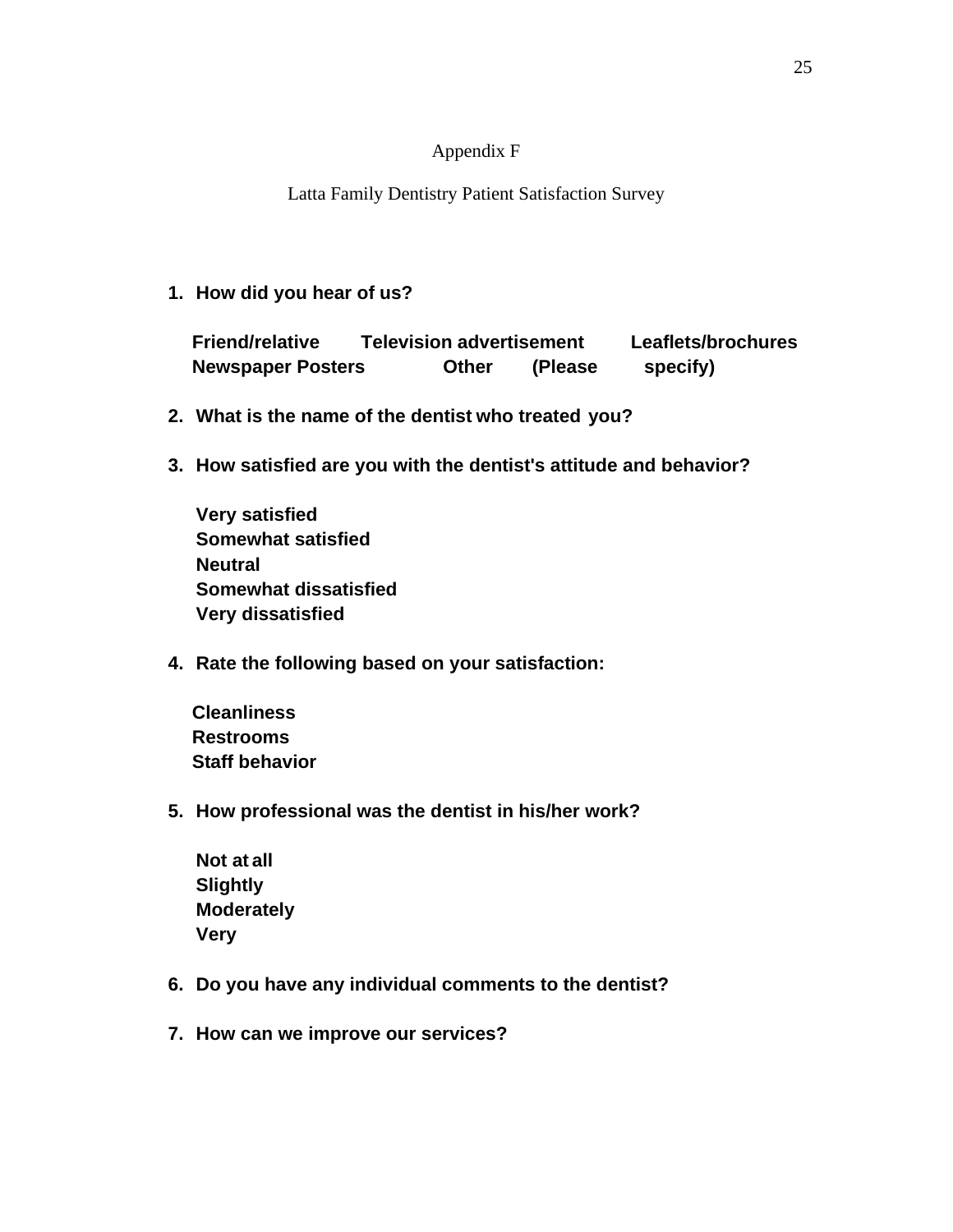# Appendix F

## Latta Family Dentistry Patient Satisfaction Survey

1. **How did you hear of us?**

   **Friend/relative Television advertisement Leaflets/brochures**
   **Newspaper Posters Other (Please specify)**

2. **What is the name of the dentist who treated you?**

3. **How satisfied are you with the dentist's attitude and behavior?**

   **Very satisfied**
   **Somewhat satisfied**
   **Neutral**
   **Somewhat dissatisfied**
   **Very dissatisfied**

4. **Rate the following based on your satisfaction:**

   **Cleanliness**
   **Restrooms**
   **Staff behavior**

5. **How professional was the dentist in his/her work?**

   **Not at all**
   **Slightly**
   **Moderately**
   **Very**

6. **Do you have any individual comments to the dentist?**

7. **How can we improve our services?**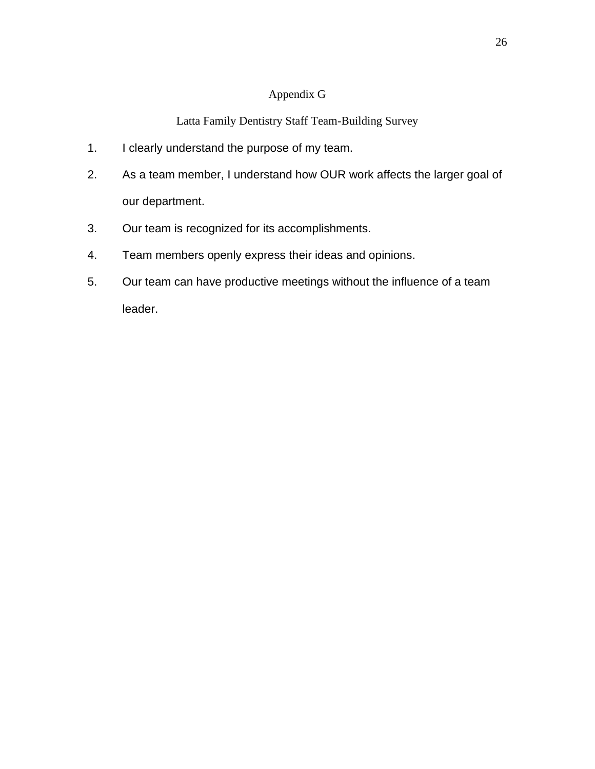# Appendix G

## Latta Family Dentistry Staff Team-Building Survey

1. I clearly understand the purpose of my team.
2. As a team member, I understand how OUR work affects the larger goal of our department.
3. Our team is recognized for its accomplishments.
4. Team members openly express their ideas and opinions.
5. Our team can have productive meetings without the influence of a team leader.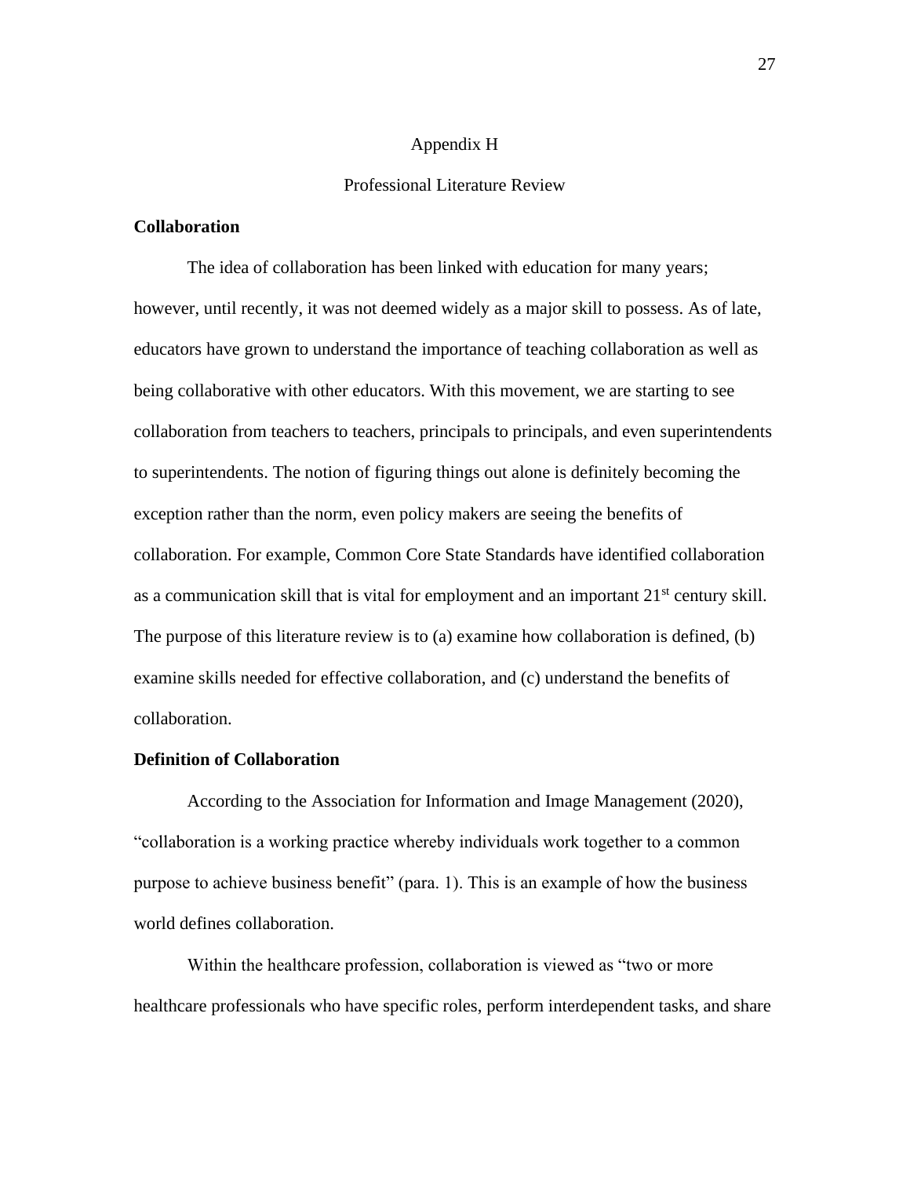# Appendix H

## Professional Literature Review

**Collaboration**

The idea of collaboration has been linked with education for many years; however, until recently, it was not deemed widely as a major skill to possess. As of late, educators have grown to understand the importance of teaching collaboration as well as being collaborative with other educators. With this movement, we are starting to see collaboration from teachers to teachers, principals to principals, and even superintendents to superintendents. The notion of figuring things out alone is definitely becoming the exception rather than the norm, even policy makers are seeing the benefits of collaboration. For example, Common Core State Standards have identified collaboration as a communication skill that is vital for employment and an important 21st century skill. The purpose of this literature review is to (a) examine how collaboration is defined, (b) examine skills needed for effective collaboration, and (c) understand the benefits of collaboration.

**Definition of Collaboration**

According to the Association for Information and Image Management (2020), "collaboration is a working practice whereby individuals work together to a common purpose to achieve business benefit" (para. 1). This is an example of how the business world defines collaboration.

Within the healthcare profession, collaboration is viewed as "two or more healthcare professionals who have specific roles, perform interdependent tasks, and share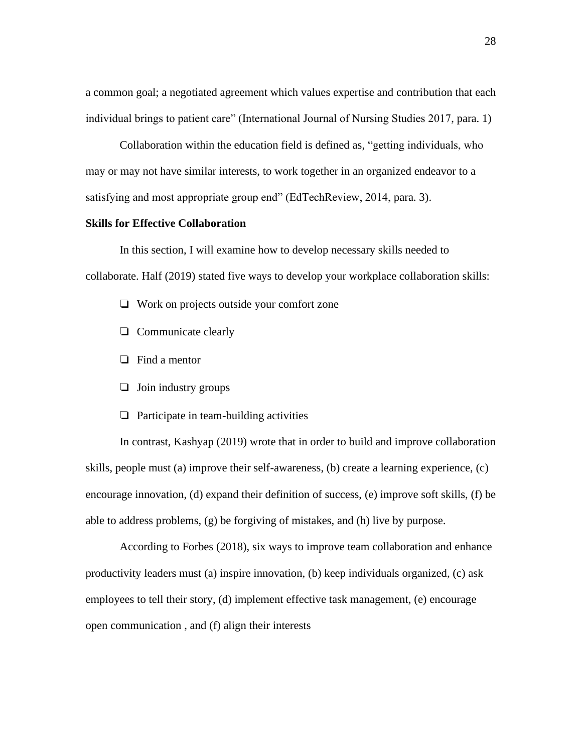a common goal; a negotiated agreement which values expertise and contribution that each individual brings to patient care" (International Journal of Nursing Studies 2017, para. 1)

Collaboration within the education field is defined as, "getting individuals, who may or may not have similar interests, to work together in an organized endeavor to a satisfying and most appropriate group end" (EdTechReview, 2014, para. 3).

**Skills for Effective Collaboration**

In this section, I will examine how to develop necessary skills needed to collaborate. Half (2019) stated five ways to develop your workplace collaboration skills:

- ❏ Work on projects outside your comfort zone
- ❏ Communicate clearly
- ❏ Find a mentor
- ❏ Join industry groups
- ❏ Participate in team-building activities

In contrast, Kashyap (2019) wrote that in order to build and improve collaboration skills, people must (a) improve their self-awareness, (b) create a learning experience, (c) encourage innovation, (d) expand their definition of success, (e) improve soft skills, (f) be able to address problems, (g) be forgiving of mistakes, and (h) live by purpose.

According to Forbes (2018), six ways to improve team collaboration and enhance productivity leaders must (a) inspire innovation, (b) keep individuals organized, (c) ask employees to tell their story, (d) implement effective task management, (e) encourage open communication , and (f) align their interests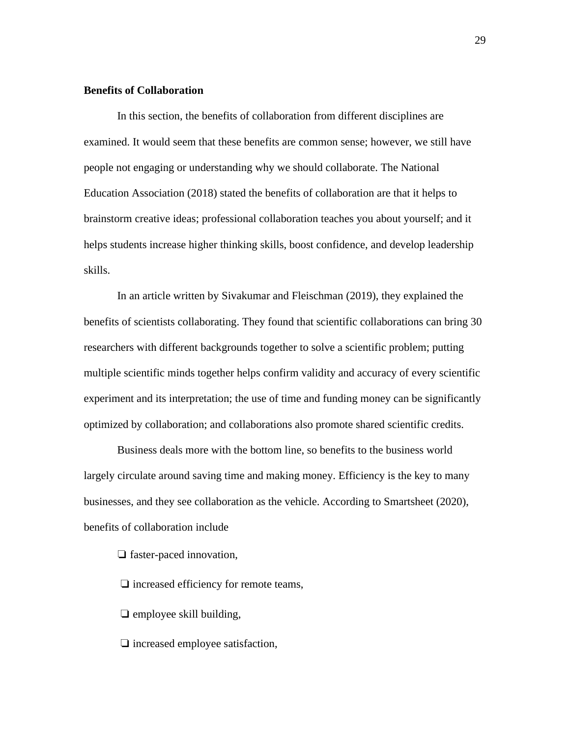**Benefits of Collaboration**

In this section, the benefits of collaboration from different disciplines are examined. It would seem that these benefits are common sense; however, we still have people not engaging or understanding why we should collaborate. The National Education Association (2018) stated the benefits of collaboration are that it helps to brainstorm creative ideas; professional collaboration teaches you about yourself; and it helps students increase higher thinking skills, boost confidence, and develop leadership skills.

In an article written by Sivakumar and Fleischman (2019), they explained the benefits of scientists collaborating. They found that scientific collaborations can bring 30 researchers with different backgrounds together to solve a scientific problem; putting multiple scientific minds together helps confirm validity and accuracy of every scientific experiment and its interpretation; the use of time and funding money can be significantly optimized by collaboration; and collaborations also promote shared scientific credits.

Business deals more with the bottom line, so benefits to the business world largely circulate around saving time and making money. Efficiency is the key to many businesses, and they see collaboration as the vehicle. According to Smartsheet (2020), benefits of collaboration include

- ❑ faster-paced innovation,
- ❑ increased efficiency for remote teams,
- ❑ employee skill building,
- ❑ increased employee satisfaction,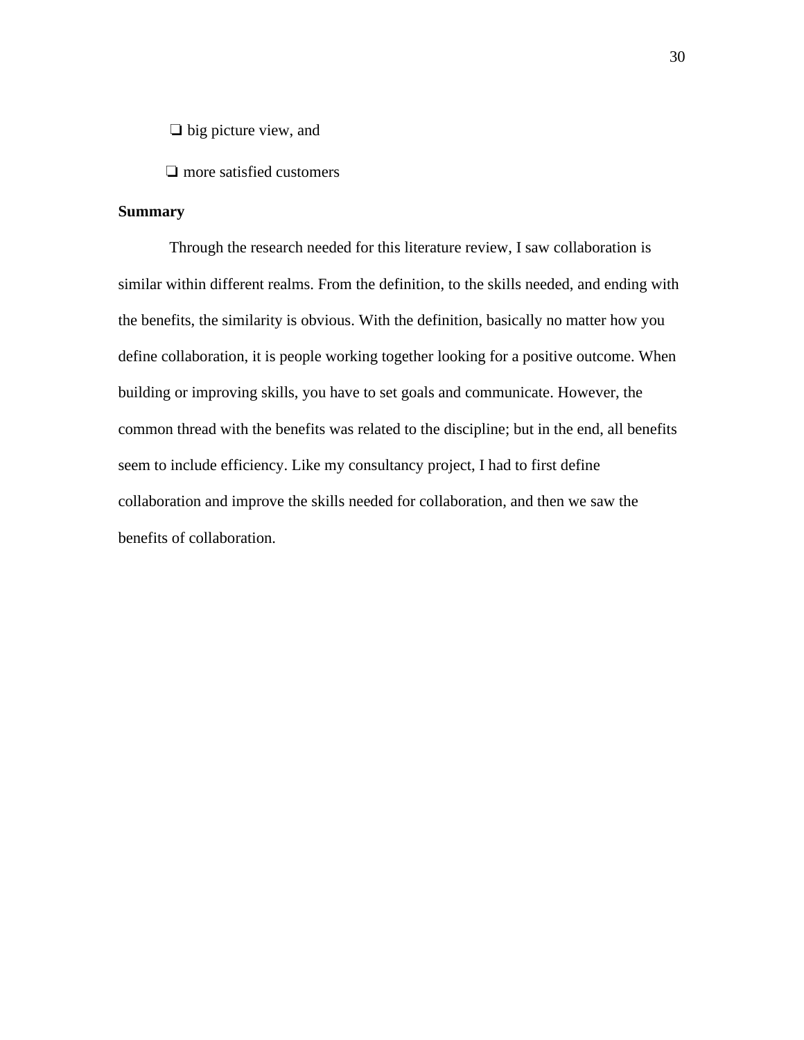- big picture view, and
- more satisfied customers

## Summary

Through the research needed for this literature review, I saw collaboration is similar within different realms. From the definition, to the skills needed, and ending with the benefits, the similarity is obvious. With the definition, basically no matter how you define collaboration, it is people working together looking for a positive outcome. When building or improving skills, you have to set goals and communicate. However, the common thread with the benefits was related to the discipline; but in the end, all benefits seem to include efficiency. Like my consultancy project, I had to first define collaboration and improve the skills needed for collaboration, and then we saw the benefits of collaboration.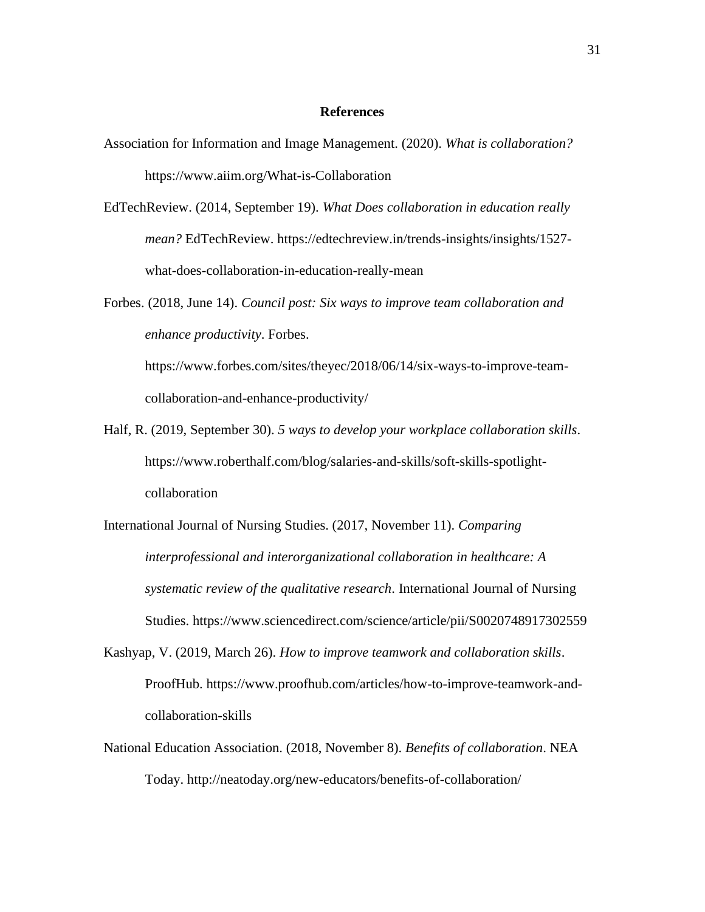# References

Association for Information and Image Management. (2020). *What is collaboration?* https://www.aiim.org/What-is-Collaboration

EdTechReview. (2014, September 19). *What Does collaboration in education really mean?* EdTechReview. https://edtechreview.in/trends-insights/insights/1527-what-does-collaboration-in-education-really-mean

Forbes. (2018, June 14). *Council post: Six ways to improve team collaboration and enhance productivity*. Forbes. https://www.forbes.com/sites/theyec/2018/06/14/six-ways-to-improve-team-collaboration-and-enhance-productivity/

Half, R. (2019, September 30). *5 ways to develop your workplace collaboration skills*. https://www.roberthalf.com/blog/salaries-and-skills/soft-skills-spotlight-collaboration

International Journal of Nursing Studies. (2017, November 11). *Comparing interprofessional and interorganizational collaboration in healthcare: A systematic review of the qualitative research*. International Journal of Nursing Studies. https://www.sciencedirect.com/science/article/pii/S0020748917302559

Kashyap, V. (2019, March 26). *How to improve teamwork and collaboration skills*. ProofHub. https://www.proofhub.com/articles/how-to-improve-teamwork-and-collaboration-skills

National Education Association. (2018, November 8). *Benefits of collaboration*. NEA Today. http://neatoday.org/new-educators/benefits-of-collaboration/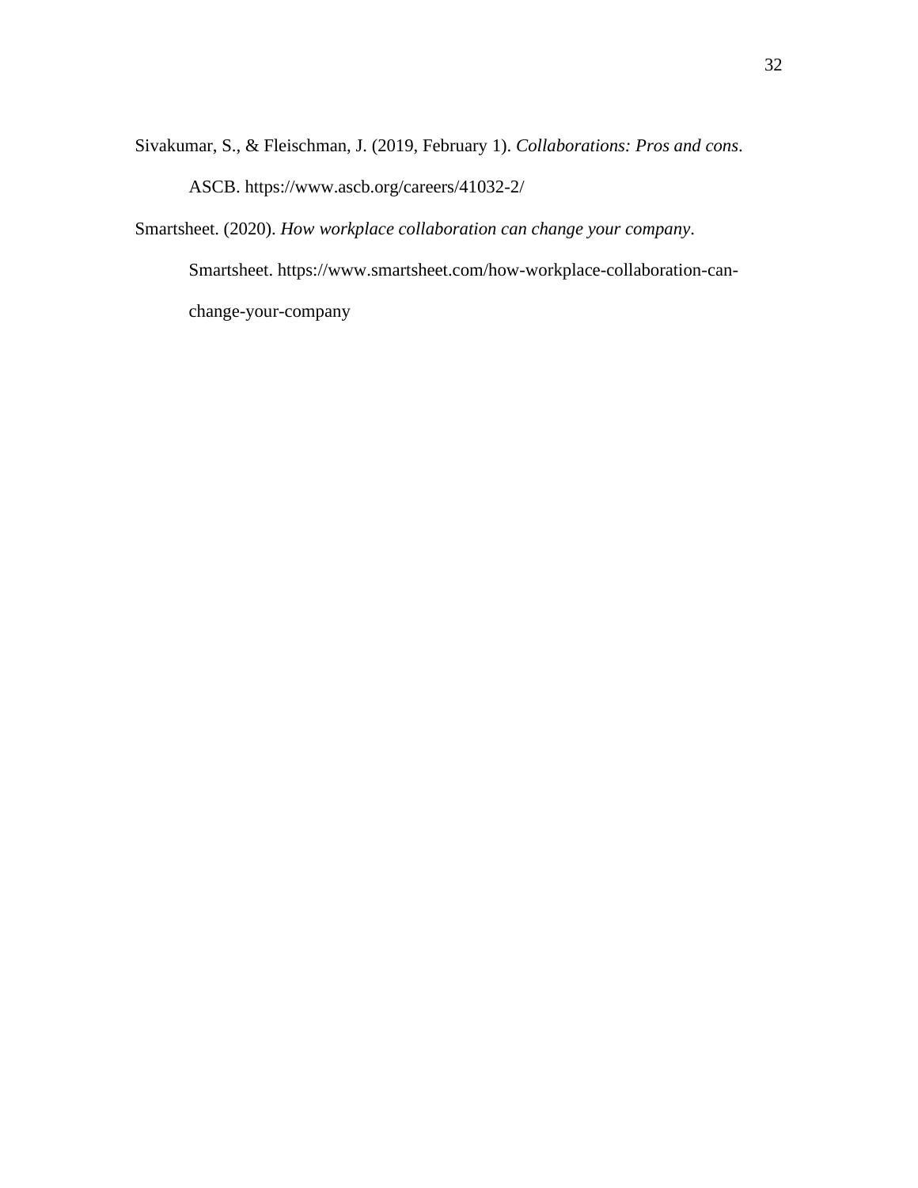Sivakumar, S., & Fleischman, J. (2019, February 1). *Collaborations: Pros and cons*. ASCB. https://www.ascb.org/careers/41032-2/

Smartsheet. (2020). *How workplace collaboration can change your company*. Smartsheet. https://www.smartsheet.com/how-workplace-collaboration-can-change-your-company